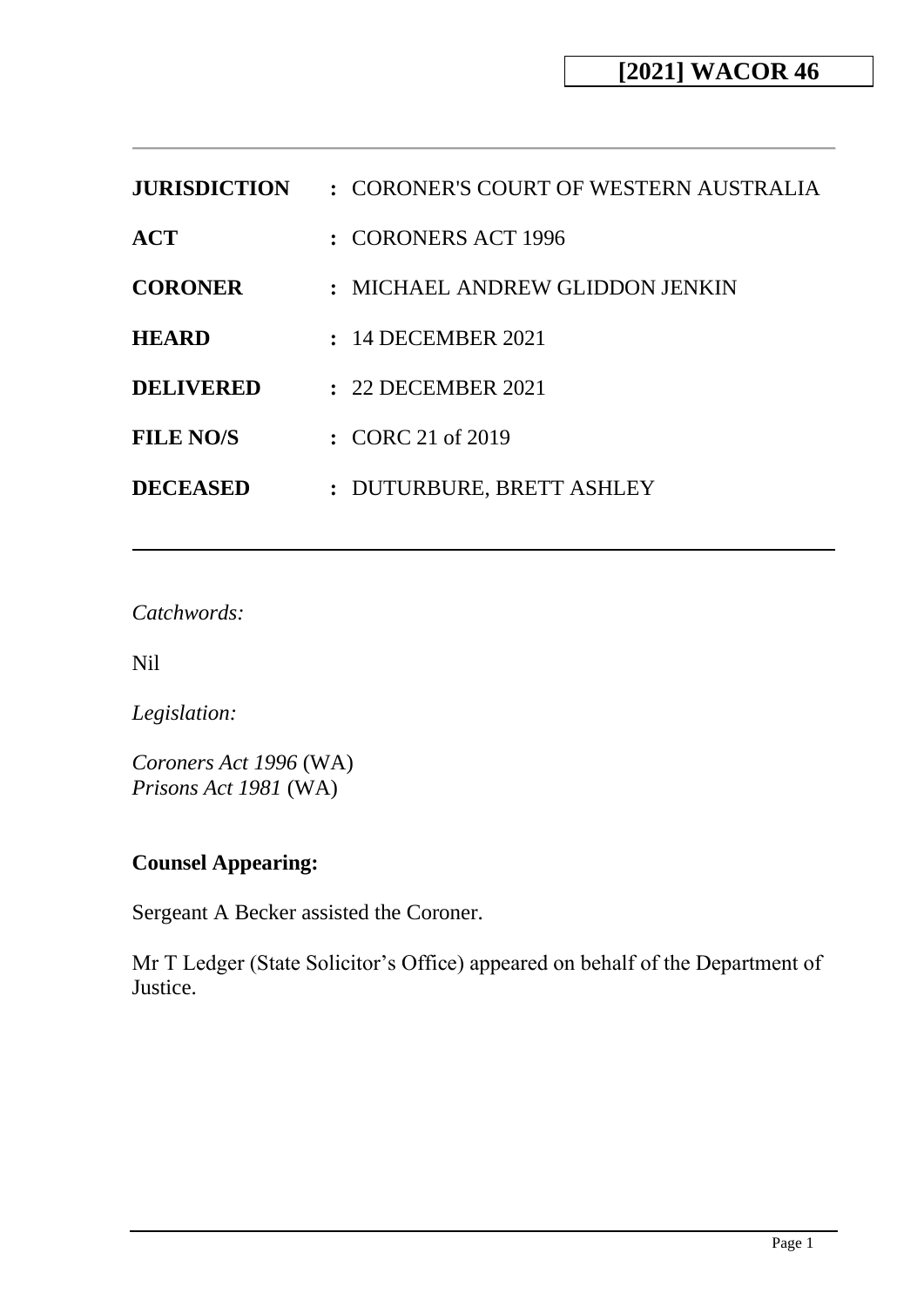**[2021] WACOR 46**

| | |
|---|---|
| **JURISDICTION** | : CORONER'S COURT OF WESTERN AUSTRALIA |
| **ACT** | : CORONERS ACT 1996 |
| **CORONER** | : MICHAEL ANDREW GLIDDON JENKIN |
| **HEARD** | : 14 DECEMBER 2021 |
| **DELIVERED** | : 22 DECEMBER 2021 |
| **FILE NO/S** | : CORC 21 of 2019 |
| **DECEASED** | : DUTURBURE, BRETT ASHLEY |

*Catchwords:*

Nil

*Legislation:*

*Coroners Act 1996* (WA)
*Prisons Act 1981* (WA)

**Counsel Appearing:**

Sergeant A Becker assisted the Coroner.

Mr T Ledger (State Solicitor's Office) appeared on behalf of the Department of Justice.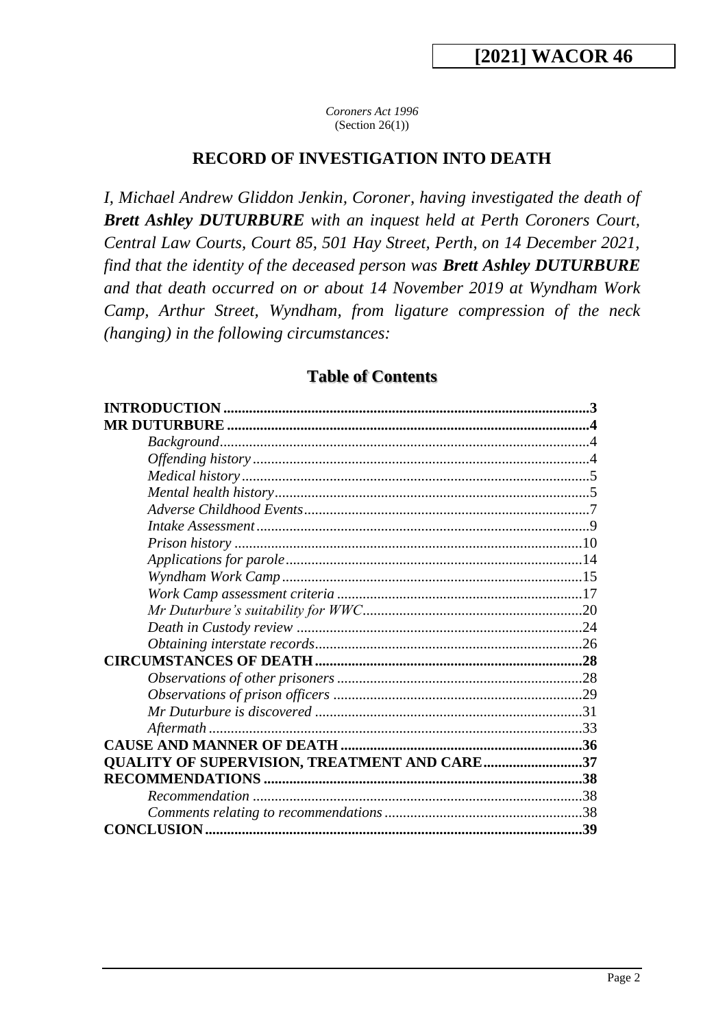**[2021] WACOR 46**

*Coroners Act 1996*
(Section 26(1))

## RECORD OF INVESTIGATION INTO DEATH

*I, Michael Andrew Gliddon Jenkin, Coroner, having investigated the death of **Brett Ashley DUTURBURE** with an inquest held at Perth Coroners Court, Central Law Courts, Court 85, 501 Hay Street, Perth, on 14 December 2021, find that the identity of the deceased person was **Brett Ashley DUTURBURE** and that death occurred on or about 14 November 2019 at Wyndham Work Camp, Arthur Street, Wyndham, from ligature compression of the neck (hanging) in the following circumstances:*

## Table of Contents

**INTRODUCTION** .................................................. 3
**MR DUTURBURE** .................................................. 4
- *Background* .................................................. 4
- *Offending history* .................................................. 4
- *Medical history* .................................................. 5
- *Mental health history* .................................................. 5
- *Adverse Childhood Events* .................................................. 7
- *Intake Assessment* .................................................. 9
- *Prison history* .................................................. 10
- *Applications for parole* .................................................. 14
- *Wyndham Work Camp* .................................................. 15
- *Work Camp assessment criteria* .................................................. 17
- *Mr Duturbure's suitability for WWC* .................................................. 20
- *Death in Custody review* .................................................. 24
- *Obtaining interstate records* .................................................. 26

**CIRCUMSTANCES OF DEATH** .................................................. 28
- *Observations of other prisoners* .................................................. 28
- *Observations of prison officers* .................................................. 29
- *Mr Duturbure is discovered* .................................................. 31
- *Aftermath* .................................................. 33

**CAUSE AND MANNER OF DEATH** .................................................. 36
**QUALITY OF SUPERVISION, TREATMENT AND CARE** .................................................. 37
**RECOMMENDATIONS** .................................................. 38
- *Recommendation* .................................................. 38
- *Comments relating to recommendations* .................................................. 38

**CONCLUSION** .................................................. 39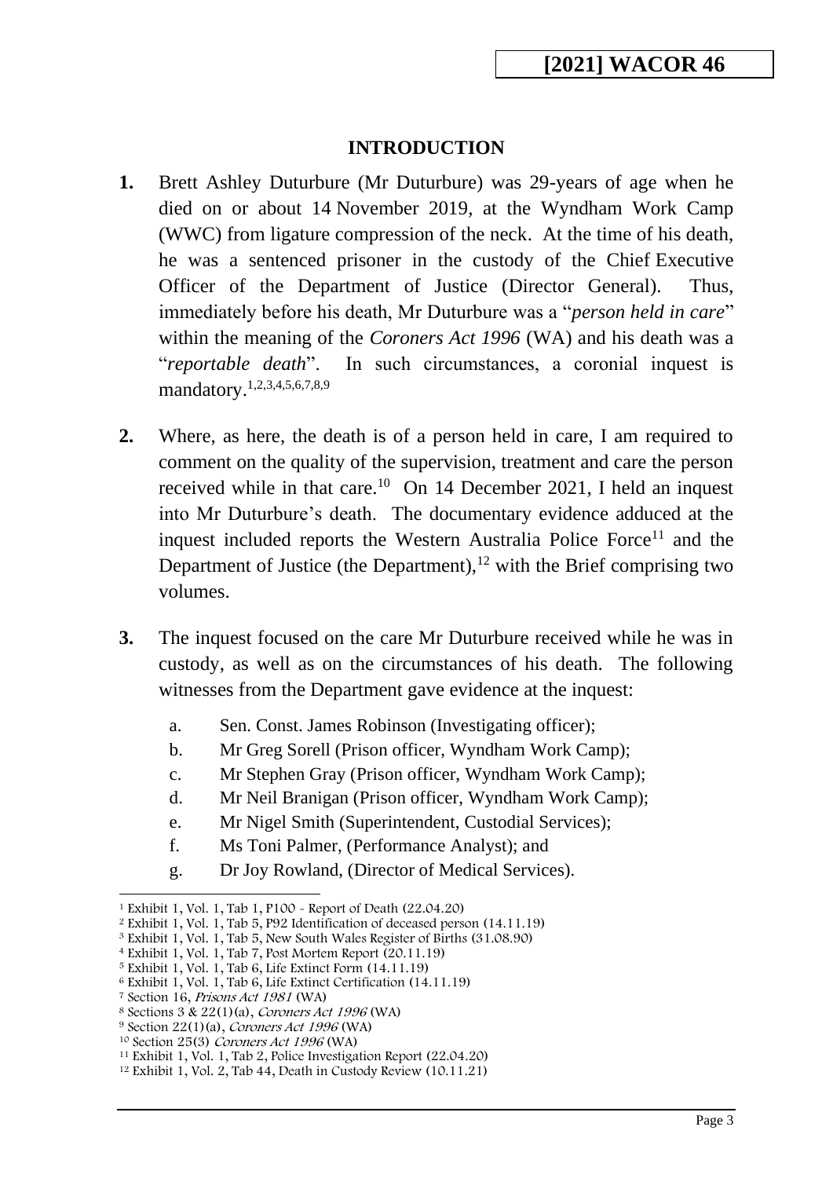## INTRODUCTION

**1.** Brett Ashley Duturbure (Mr Duturbure) was 29-years of age when he died on or about 14 November 2019, at the Wyndham Work Camp (WWC) from ligature compression of the neck. At the time of his death, he was a sentenced prisoner in the custody of the Chief Executive Officer of the Department of Justice (Director General). Thus, immediately before his death, Mr Duturbure was a "*person held in care*" within the meaning of the *Coroners Act 1996* (WA) and his death was a "*reportable death*". In such circumstances, a coronial inquest is mandatory.[1,2,3,4,5,6,7,8,9]

**2.** Where, as here, the death is of a person held in care, I am required to comment on the quality of the supervision, treatment and care the person received while in that care.[10] On 14 December 2021, I held an inquest into Mr Duturbure's death. The documentary evidence adduced at the inquest included reports the Western Australia Police Force[11] and the Department of Justice (the Department),[12] with the Brief comprising two volumes.

**3.** The inquest focused on the care Mr Duturbure received while he was in custody, as well as on the circumstances of his death. The following witnesses from the Department gave evidence at the inquest:

a. Sen. Const. James Robinson (Investigating officer);
b. Mr Greg Sorell (Prison officer, Wyndham Work Camp);
c. Mr Stephen Gray (Prison officer, Wyndham Work Camp);
d. Mr Neil Branigan (Prison officer, Wyndham Work Camp);
e. Mr Nigel Smith (Superintendent, Custodial Services);
f. Ms Toni Palmer, (Performance Analyst); and
g. Dr Joy Rowland, (Director of Medical Services).

---

[1] Exhibit 1, Vol. 1, Tab 1, P100 - Report of Death (22.04.20)
[2] Exhibit 1, Vol. 1, Tab 5, P92 Identification of deceased person (14.11.19)
[3] Exhibit 1, Vol. 1, Tab 5, New South Wales Register of Births (31.08.90)
[4] Exhibit 1, Vol. 1, Tab 7, Post Mortem Report (20.11.19)
[5] Exhibit 1, Vol. 1, Tab 6, Life Extinct Form (14.11.19)
[6] Exhibit 1, Vol. 1, Tab 6, Life Extinct Certification (14.11.19)
[7] Section 16, *Prisons Act 1981* (WA)
[8] Sections 3 & 22(1)(a), *Coroners Act 1996* (WA)
[9] Section 22(1)(a), *Coroners Act 1996* (WA)
[10] Section 25(3) *Coroners Act 1996* (WA)
[11] Exhibit 1, Vol. 1, Tab 2, Police Investigation Report (22.04.20)
[12] Exhibit 1, Vol. 2, Tab 44, Death in Custody Review (10.11.21)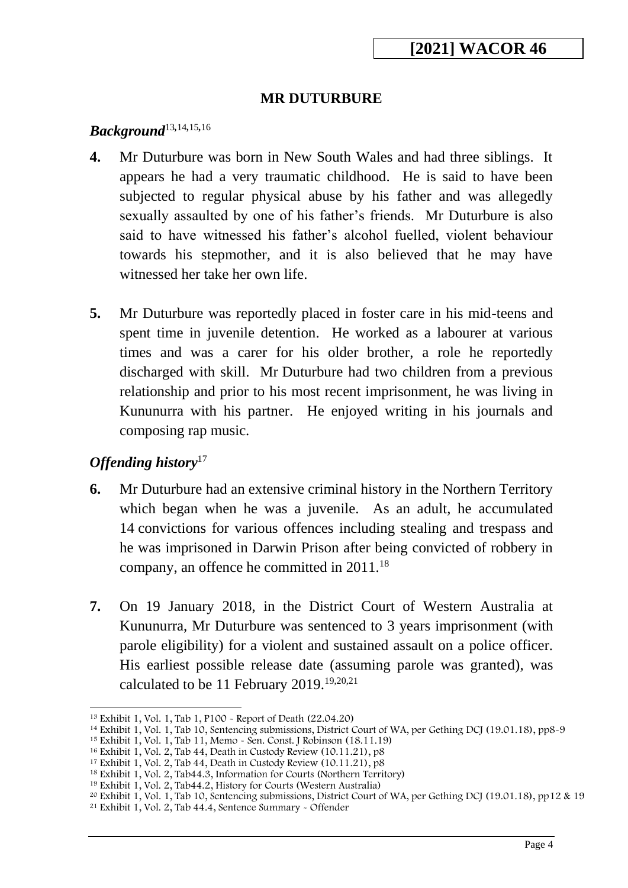## MR DUTURBURE

### *Background*[13,14,15,16]

**4.** Mr Duturbure was born in New South Wales and had three siblings. It appears he had a very traumatic childhood. He is said to have been subjected to regular physical abuse by his father and was allegedly sexually assaulted by one of his father's friends. Mr Duturbure is also said to have witnessed his father's alcohol fuelled, violent behaviour towards his stepmother, and it is also believed that he may have witnessed her take her own life.

**5.** Mr Duturbure was reportedly placed in foster care in his mid-teens and spent time in juvenile detention. He worked as a labourer at various times and was a carer for his older brother, a role he reportedly discharged with skill. Mr Duturbure had two children from a previous relationship and prior to his most recent imprisonment, he was living in Kununurra with his partner. He enjoyed writing in his journals and composing rap music.

### *Offending history*[17]

**6.** Mr Duturbure had an extensive criminal history in the Northern Territory which began when he was a juvenile. As an adult, he accumulated 14 convictions for various offences including stealing and trespass and he was imprisoned in Darwin Prison after being convicted of robbery in company, an offence he committed in 2011.[18]

**7.** On 19 January 2018, in the District Court of Western Australia at Kununurra, Mr Duturbure was sentenced to 3 years imprisonment (with parole eligibility) for a violent and sustained assault on a police officer. His earliest possible release date (assuming parole was granted), was calculated to be 11 February 2019.[19,20,21]

---

[13] Exhibit 1, Vol. 1, Tab 1, P100 - Report of Death (22.04.20)
[14] Exhibit 1, Vol. 1, Tab 10, Sentencing submissions, District Court of WA, per Gething DCJ (19.01.18), pp8-9
[15] Exhibit 1, Vol. 1, Tab 11, Memo - Sen. Const. J Robinson (18.11.19)
[16] Exhibit 1, Vol. 2, Tab 44, Death in Custody Review (10.11.21), p8
[17] Exhibit 1, Vol. 2, Tab 44, Death in Custody Review (10.11.21), p8
[18] Exhibit 1, Vol. 2, Tab44.3, Information for Courts (Northern Territory)
[19] Exhibit 1, Vol. 2, Tab44.2, History for Courts (Western Australia)
[20] Exhibit 1, Vol. 1, Tab 10, Sentencing submissions, District Court of WA, per Gething DCJ (19.01.18), pp12 & 19
[21] Exhibit 1, Vol. 2, Tab 44.4, Sentence Summary - Offender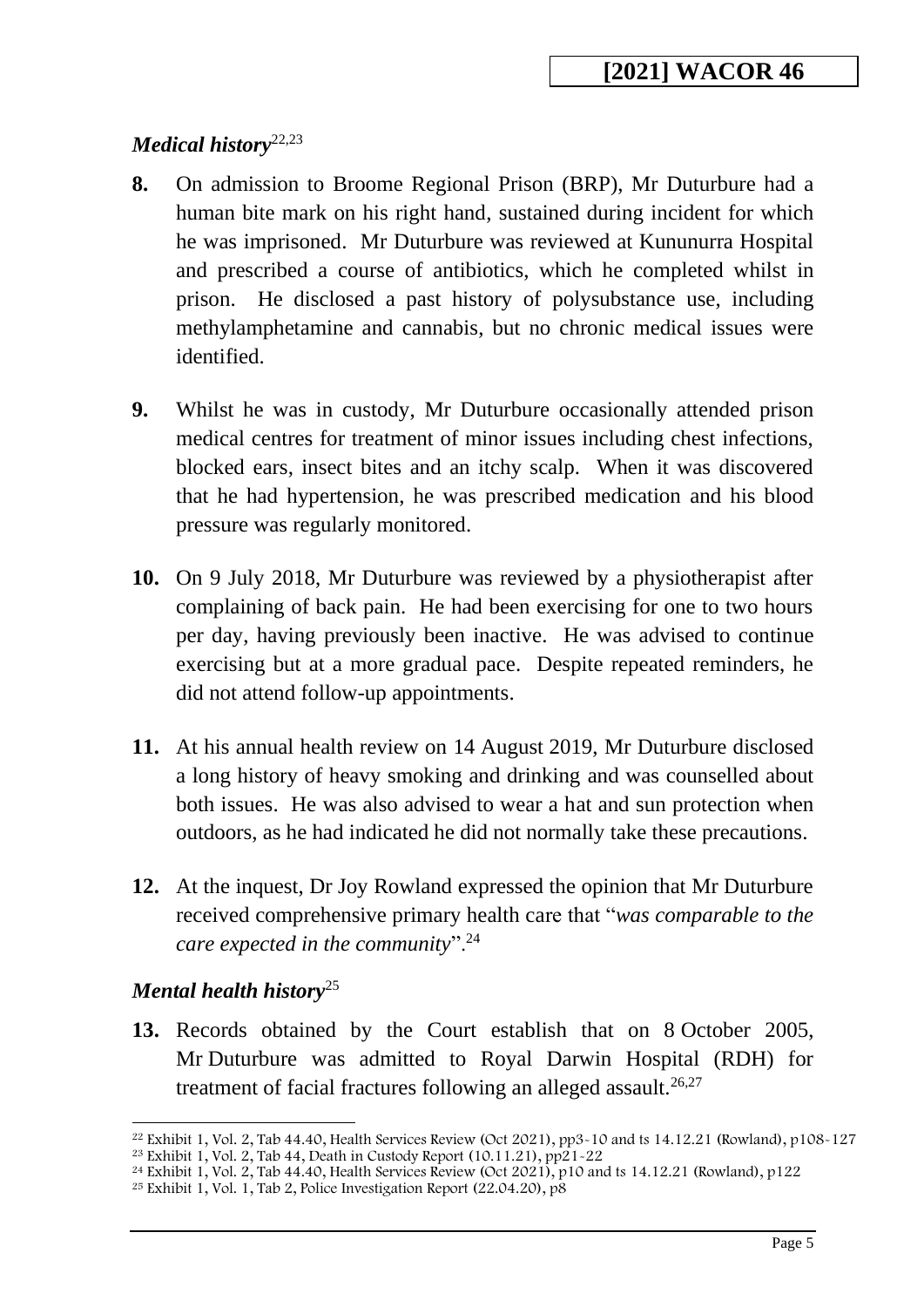### *Medical history*[22,23]

**8.** On admission to Broome Regional Prison (BRP), Mr Duturbure had a human bite mark on his right hand, sustained during incident for which he was imprisoned. Mr Duturbure was reviewed at Kununurra Hospital and prescribed a course of antibiotics, which he completed whilst in prison. He disclosed a past history of polysubstance use, including methylamphetamine and cannabis, but no chronic medical issues were identified.

**9.** Whilst he was in custody, Mr Duturbure occasionally attended prison medical centres for treatment of minor issues including chest infections, blocked ears, insect bites and an itchy scalp. When it was discovered that he had hypertension, he was prescribed medication and his blood pressure was regularly monitored.

**10.** On 9 July 2018, Mr Duturbure was reviewed by a physiotherapist after complaining of back pain. He had been exercising for one to two hours per day, having previously been inactive. He was advised to continue exercising but at a more gradual pace. Despite repeated reminders, he did not attend follow-up appointments.

**11.** At his annual health review on 14 August 2019, Mr Duturbure disclosed a long history of heavy smoking and drinking and was counselled about both issues. He was also advised to wear a hat and sun protection when outdoors, as he had indicated he did not normally take these precautions.

**12.** At the inquest, Dr Joy Rowland expressed the opinion that Mr Duturbure received comprehensive primary health care that "*was comparable to the care expected in the community*".[24]

### *Mental health history*[25]

**13.** Records obtained by the Court establish that on 8 October 2005, Mr Duturbure was admitted to Royal Darwin Hospital (RDH) for treatment of facial fractures following an alleged assault.[26,27]

---

[22] Exhibit 1, Vol. 2, Tab 44.40, Health Services Review (Oct 2021), pp3-10 and ts 14.12.21 (Rowland), p108-127
[23] Exhibit 1, Vol. 2, Tab 44, Death in Custody Report (10.11.21), pp21-22
[24] Exhibit 1, Vol. 2, Tab 44.40, Health Services Review (Oct 2021), p10 and ts 14.12.21 (Rowland), p122
[25] Exhibit 1, Vol. 1, Tab 2, Police Investigation Report (22.04.20), p8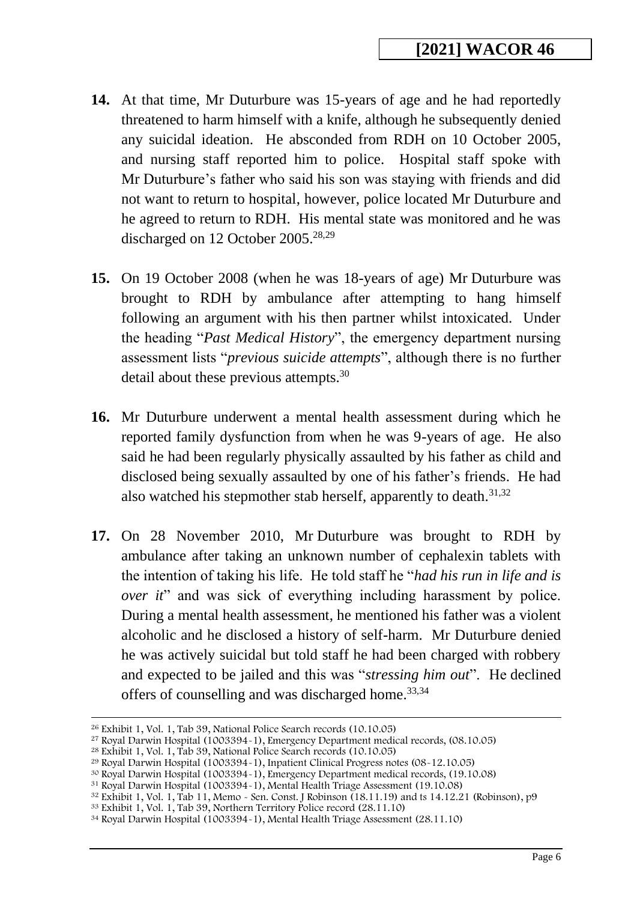**14.** At that time, Mr Duturbure was 15-years of age and he had reportedly threatened to harm himself with a knife, although he subsequently denied any suicidal ideation. He absconded from RDH on 10 October 2005, and nursing staff reported him to police. Hospital staff spoke with Mr Duturbure's father who said his son was staying with friends and did not want to return to hospital, however, police located Mr Duturbure and he agreed to return to RDH. His mental state was monitored and he was discharged on 12 October 2005.[28,29]

**15.** On 19 October 2008 (when he was 18-years of age) Mr Duturbure was brought to RDH by ambulance after attempting to hang himself following an argument with his then partner whilst intoxicated. Under the heading "*Past Medical History*", the emergency department nursing assessment lists "*previous suicide attempts*", although there is no further detail about these previous attempts.[30]

**16.** Mr Duturbure underwent a mental health assessment during which he reported family dysfunction from when he was 9-years of age. He also said he had been regularly physically assaulted by his father as child and disclosed being sexually assaulted by one of his father's friends. He had also watched his stepmother stab herself, apparently to death.[31,32]

**17.** On 28 November 2010, Mr Duturbure was brought to RDH by ambulance after taking an unknown number of cephalexin tablets with the intention of taking his life. He told staff he "*had his run in life and is over it*" and was sick of everything including harassment by police. During a mental health assessment, he mentioned his father was a violent alcoholic and he disclosed a history of self-harm. Mr Duturbure denied he was actively suicidal but told staff he had been charged with robbery and expected to be jailed and this was "*stressing him out*". He declined offers of counselling and was discharged home.[33,34]

---

[26] Exhibit 1, Vol. 1, Tab 39, National Police Search records (10.10.05)
[27] Royal Darwin Hospital (1003394-1), Emergency Department medical records, (08.10.05)
[28] Exhibit 1, Vol. 1, Tab 39, National Police Search records (10.10.05)
[29] Royal Darwin Hospital (1003394-1), Inpatient Clinical Progress notes (08-12.10.05)
[30] Royal Darwin Hospital (1003394-1), Emergency Department medical records, (19.10.08)
[31] Royal Darwin Hospital (1003394-1), Mental Health Triage Assessment (19.10.08)
[32] Exhibit 1, Vol. 1, Tab 11, Memo - Sen. Const. J Robinson (18.11.19) and ts 14.12.21 (Robinson), p9
[33] Exhibit 1, Vol. 1, Tab 39, Northern Territory Police record (28.11.10)
[34] Royal Darwin Hospital (1003394-1), Mental Health Triage Assessment (28.11.10)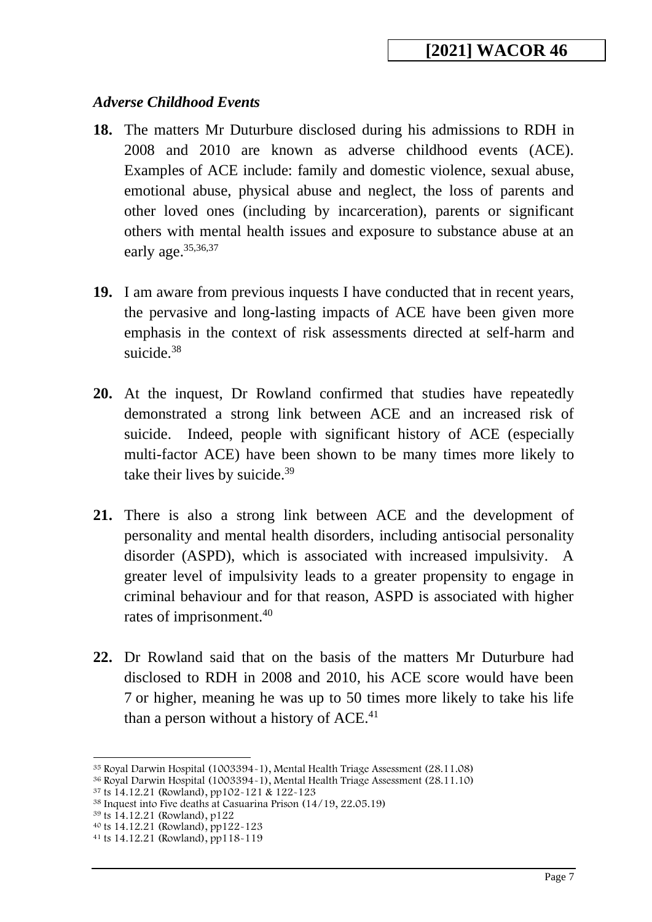### *Adverse Childhood Events*

**18.** The matters Mr Duturbure disclosed during his admissions to RDH in 2008 and 2010 are known as adverse childhood events (ACE). Examples of ACE include: family and domestic violence, sexual abuse, emotional abuse, physical abuse and neglect, the loss of parents and other loved ones (including by incarceration), parents or significant others with mental health issues and exposure to substance abuse at an early age.[35,36,37]

**19.** I am aware from previous inquests I have conducted that in recent years, the pervasive and long-lasting impacts of ACE have been given more emphasis in the context of risk assessments directed at self-harm and suicide.[38]

**20.** At the inquest, Dr Rowland confirmed that studies have repeatedly demonstrated a strong link between ACE and an increased risk of suicide. Indeed, people with significant history of ACE (especially multi-factor ACE) have been shown to be many times more likely to take their lives by suicide.[39]

**21.** There is also a strong link between ACE and the development of personality and mental health disorders, including antisocial personality disorder (ASPD), which is associated with increased impulsivity. A greater level of impulsivity leads to a greater propensity to engage in criminal behaviour and for that reason, ASPD is associated with higher rates of imprisonment.[40]

**22.** Dr Rowland said that on the basis of the matters Mr Duturbure had disclosed to RDH in 2008 and 2010, his ACE score would have been 7 or higher, meaning he was up to 50 times more likely to take his life than a person without a history of ACE.[41]

---

[35] Royal Darwin Hospital (1003394-1), Mental Health Triage Assessment (28.11.08)
[36] Royal Darwin Hospital (1003394-1), Mental Health Triage Assessment (28.11.10)
[37] ts 14.12.21 (Rowland), pp102-121 & 122-123
[38] Inquest into Five deaths at Casuarina Prison (14/19, 22.05.19)
[39] ts 14.12.21 (Rowland), p122
[40] ts 14.12.21 (Rowland), pp122-123
[41] ts 14.12.21 (Rowland), pp118-119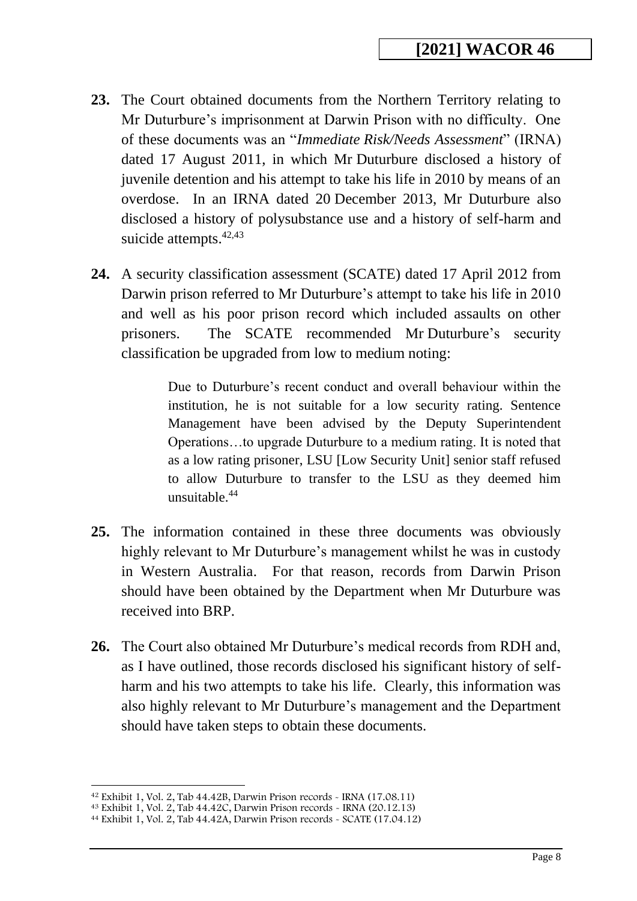**23.** The Court obtained documents from the Northern Territory relating to Mr Duturbure's imprisonment at Darwin Prison with no difficulty. One of these documents was an "*Immediate Risk/Needs Assessment*" (IRNA) dated 17 August 2011, in which Mr Duturbure disclosed a history of juvenile detention and his attempt to take his life in 2010 by means of an overdose. In an IRNA dated 20 December 2013, Mr Duturbure also disclosed a history of polysubstance use and a history of self-harm and suicide attempts.[42,43]

**24.** A security classification assessment (SCATE) dated 17 April 2012 from Darwin prison referred to Mr Duturbure's attempt to take his life in 2010 and well as his poor prison record which included assaults on other prisoners. The SCATE recommended Mr Duturbure's security classification be upgraded from low to medium noting:

> Due to Duturbure's recent conduct and overall behaviour within the institution, he is not suitable for a low security rating. Sentence Management have been advised by the Deputy Superintendent Operations…to upgrade Duturbure to a medium rating. It is noted that as a low rating prisoner, LSU [Low Security Unit] senior staff refused to allow Duturbure to transfer to the LSU as they deemed him unsuitable.[44]

**25.** The information contained in these three documents was obviously highly relevant to Mr Duturbure's management whilst he was in custody in Western Australia. For that reason, records from Darwin Prison should have been obtained by the Department when Mr Duturbure was received into BRP.

**26.** The Court also obtained Mr Duturbure's medical records from RDH and, as I have outlined, those records disclosed his significant history of self-harm and his two attempts to take his life. Clearly, this information was also highly relevant to Mr Duturbure's management and the Department should have taken steps to obtain these documents.

---

[42] Exhibit 1, Vol. 2, Tab 44.42B, Darwin Prison records - IRNA (17.08.11)
[43] Exhibit 1, Vol. 2, Tab 44.42C, Darwin Prison records - IRNA (20.12.13)
[44] Exhibit 1, Vol. 2, Tab 44.42A, Darwin Prison records - SCATE (17.04.12)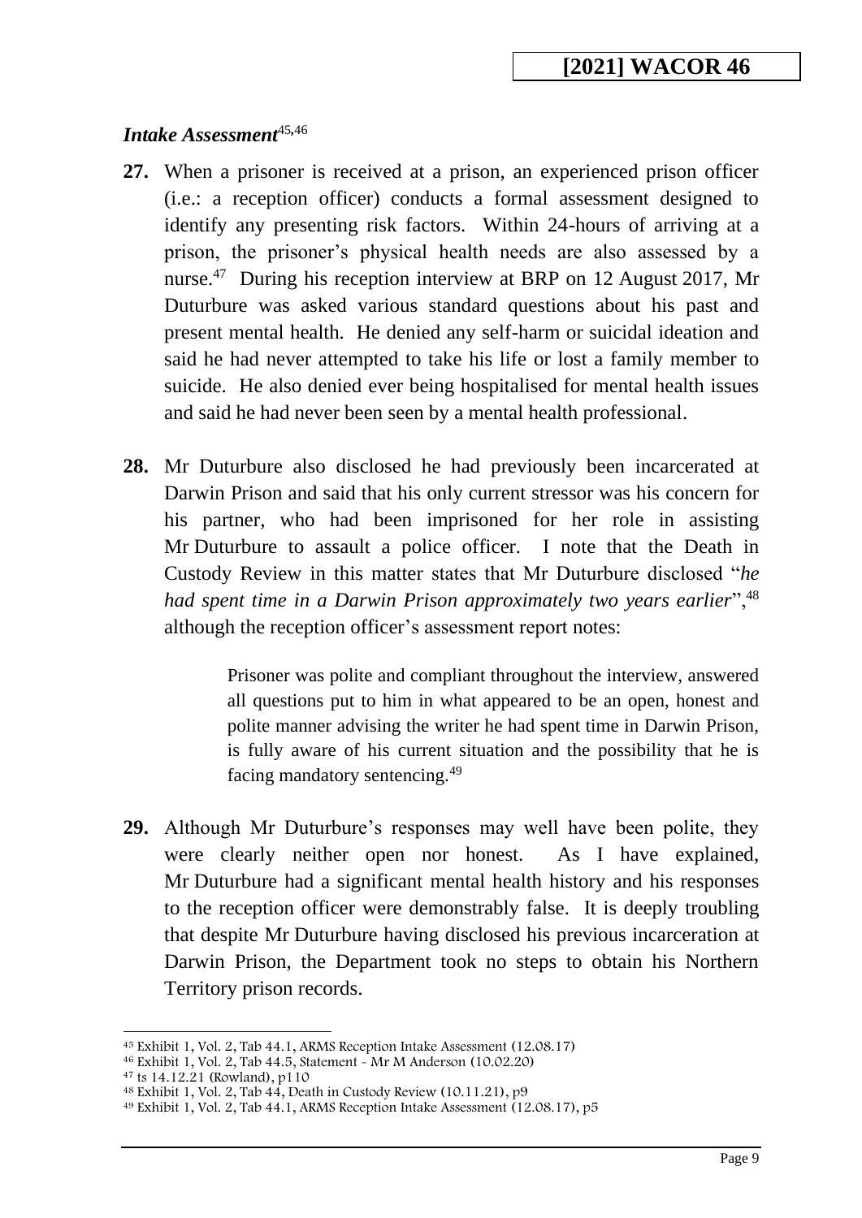### *Intake Assessment*[45,46]

**27.** When a prisoner is received at a prison, an experienced prison officer (i.e.: a reception officer) conducts a formal assessment designed to identify any presenting risk factors. Within 24-hours of arriving at a prison, the prisoner's physical health needs are also assessed by a nurse.[47] During his reception interview at BRP on 12 August 2017, Mr Duturbure was asked various standard questions about his past and present mental health. He denied any self-harm or suicidal ideation and said he had never attempted to take his life or lost a family member to suicide. He also denied ever being hospitalised for mental health issues and said he had never been seen by a mental health professional.

**28.** Mr Duturbure also disclosed he had previously been incarcerated at Darwin Prison and said that his only current stressor was his concern for his partner, who had been imprisoned for her role in assisting Mr Duturbure to assault a police officer. I note that the Death in Custody Review in this matter states that Mr Duturbure disclosed "*he had spent time in a Darwin Prison approximately two years earlier*",[48] although the reception officer's assessment report notes:

> Prisoner was polite and compliant throughout the interview, answered all questions put to him in what appeared to be an open, honest and polite manner advising the writer he had spent time in Darwin Prison, is fully aware of his current situation and the possibility that he is facing mandatory sentencing.[49]

**29.** Although Mr Duturbure's responses may well have been polite, they were clearly neither open nor honest. As I have explained, Mr Duturbure had a significant mental health history and his responses to the reception officer were demonstrably false. It is deeply troubling that despite Mr Duturbure having disclosed his previous incarceration at Darwin Prison, the Department took no steps to obtain his Northern Territory prison records.

---

[45] Exhibit 1, Vol. 2, Tab 44.1, ARMS Reception Intake Assessment (12.08.17)
[46] Exhibit 1, Vol. 2, Tab 44.5, Statement - Mr M Anderson (10.02.20)
[47] ts 14.12.21 (Rowland), p110
[48] Exhibit 1, Vol. 2, Tab 44, Death in Custody Review (10.11.21), p9
[49] Exhibit 1, Vol. 2, Tab 44.1, ARMS Reception Intake Assessment (12.08.17), p5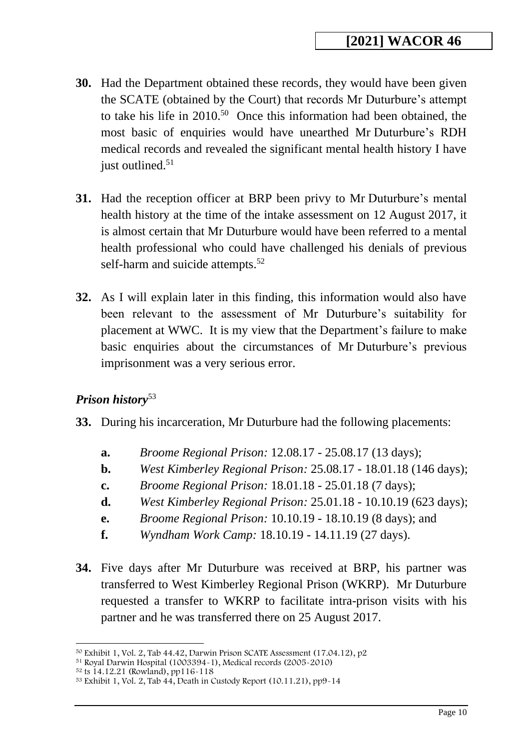**30.** Had the Department obtained these records, they would have been given the SCATE (obtained by the Court) that records Mr Duturbure's attempt to take his life in 2010.[50] Once this information had been obtained, the most basic of enquiries would have unearthed Mr Duturbure's RDH medical records and revealed the significant mental health history I have just outlined.[51]

**31.** Had the reception officer at BRP been privy to Mr Duturbure's mental health history at the time of the intake assessment on 12 August 2017, it is almost certain that Mr Duturbure would have been referred to a mental health professional who could have challenged his denials of previous self-harm and suicide attempts.[52]

**32.** As I will explain later in this finding, this information would also have been relevant to the assessment of Mr Duturbure's suitability for placement at WWC. It is my view that the Department's failure to make basic enquiries about the circumstances of Mr Duturbure's previous imprisonment was a very serious error.

### *Prison history*[53]

**33.** During his incarceration, Mr Duturbure had the following placements:

- **a.** *Broome Regional Prison:* 12.08.17 - 25.08.17 (13 days);
- **b.** *West Kimberley Regional Prison:* 25.08.17 - 18.01.18 (146 days);
- **c.** *Broome Regional Prison:* 18.01.18 - 25.01.18 (7 days);
- **d.** *West Kimberley Regional Prison:* 25.01.18 - 10.10.19 (623 days);
- **e.** *Broome Regional Prison:* 10.10.19 - 18.10.19 (8 days); and
- **f.** *Wyndham Work Camp:* 18.10.19 - 14.11.19 (27 days).

**34.** Five days after Mr Duturbure was received at BRP, his partner was transferred to West Kimberley Regional Prison (WKRP). Mr Duturbure requested a transfer to WKRP to facilitate intra-prison visits with his partner and he was transferred there on 25 August 2017.

---

[50] Exhibit 1, Vol. 2, Tab 44.42, Darwin Prison SCATE Assessment (17.04.12), p2
[51] Royal Darwin Hospital (1003394-1), Medical records (2005-2010)
[52] ts 14.12.21 (Rowland), pp116-118
[53] Exhibit 1, Vol. 2, Tab 44, Death in Custody Report (10.11.21), pp9-14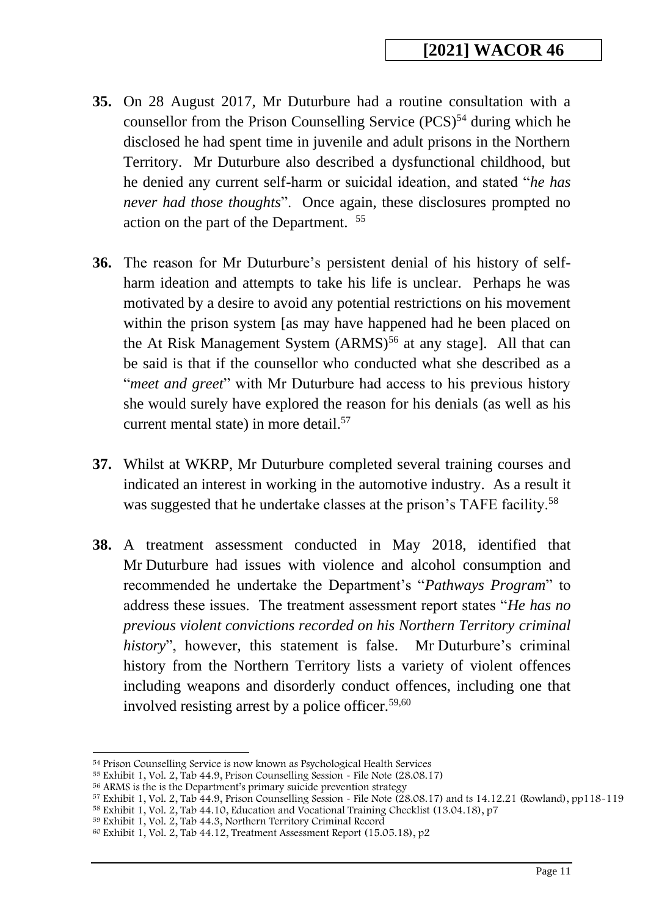**35.** On 28 August 2017, Mr Duturbure had a routine consultation with a counsellor from the Prison Counselling Service (PCS)[54] during which he disclosed he had spent time in juvenile and adult prisons in the Northern Territory. Mr Duturbure also described a dysfunctional childhood, but he denied any current self-harm or suicidal ideation, and stated "*he has never had those thoughts*". Once again, these disclosures prompted no action on the part of the Department. [55]

**36.** The reason for Mr Duturbure's persistent denial of his history of self-harm ideation and attempts to take his life is unclear. Perhaps he was motivated by a desire to avoid any potential restrictions on his movement within the prison system [as may have happened had he been placed on the At Risk Management System (ARMS)[56] at any stage]. All that can be said is that if the counsellor who conducted what she described as a "*meet and greet*" with Mr Duturbure had access to his previous history she would surely have explored the reason for his denials (as well as his current mental state) in more detail.[57]

**37.** Whilst at WKRP, Mr Duturbure completed several training courses and indicated an interest in working in the automotive industry. As a result it was suggested that he undertake classes at the prison's TAFE facility.[58]

**38.** A treatment assessment conducted in May 2018, identified that Mr Duturbure had issues with violence and alcohol consumption and recommended he undertake the Department's "*Pathways Program*" to address these issues. The treatment assessment report states "*He has no previous violent convictions recorded on his Northern Territory criminal history*", however, this statement is false. Mr Duturbure's criminal history from the Northern Territory lists a variety of violent offences including weapons and disorderly conduct offences, including one that involved resisting arrest by a police officer.[59,60]

---

[54] Prison Counselling Service is now known as Psychological Health Services
[55] Exhibit 1, Vol. 2, Tab 44.9, Prison Counselling Session - File Note (28.08.17)
[56] ARMS is the is the Department's primary suicide prevention strategy
[57] Exhibit 1, Vol. 2, Tab 44.9, Prison Counselling Session - File Note (28.08.17) and ts 14.12.21 (Rowland), pp118-119
[58] Exhibit 1, Vol. 2, Tab 44.10, Education and Vocational Training Checklist (13.04.18), p7
[59] Exhibit 1, Vol. 2, Tab 44.3, Northern Territory Criminal Record
[60] Exhibit 1, Vol. 2, Tab 44.12, Treatment Assessment Report (15.05.18), p2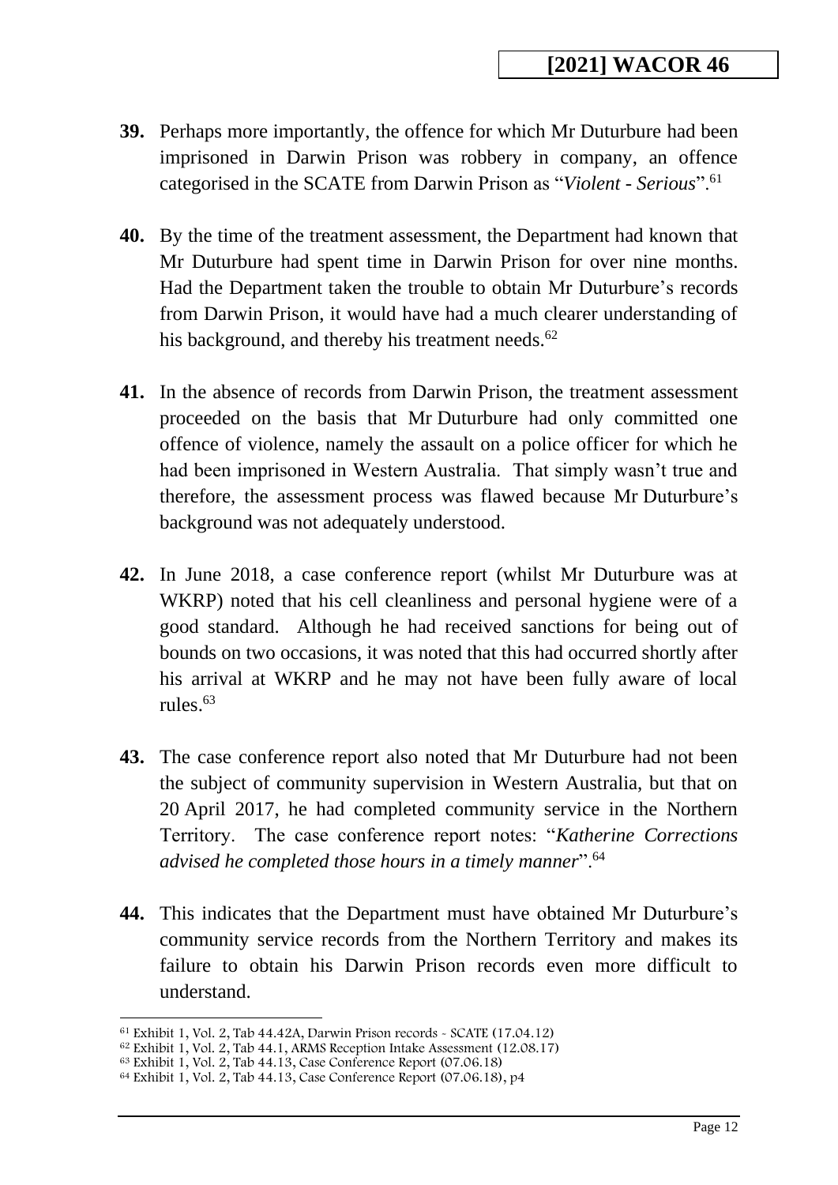**39.** Perhaps more importantly, the offence for which Mr Duturbure had been imprisoned in Darwin Prison was robbery in company, an offence categorised in the SCATE from Darwin Prison as "*Violent - Serious*".[61]

**40.** By the time of the treatment assessment, the Department had known that Mr Duturbure had spent time in Darwin Prison for over nine months. Had the Department taken the trouble to obtain Mr Duturbure's records from Darwin Prison, it would have had a much clearer understanding of his background, and thereby his treatment needs.[62]

**41.** In the absence of records from Darwin Prison, the treatment assessment proceeded on the basis that Mr Duturbure had only committed one offence of violence, namely the assault on a police officer for which he had been imprisoned in Western Australia. That simply wasn't true and therefore, the assessment process was flawed because Mr Duturbure's background was not adequately understood.

**42.** In June 2018, a case conference report (whilst Mr Duturbure was at WKRP) noted that his cell cleanliness and personal hygiene were of a good standard. Although he had received sanctions for being out of bounds on two occasions, it was noted that this had occurred shortly after his arrival at WKRP and he may not have been fully aware of local rules.[63]

**43.** The case conference report also noted that Mr Duturbure had not been the subject of community supervision in Western Australia, but that on 20 April 2017, he had completed community service in the Northern Territory. The case conference report notes: "*Katherine Corrections advised he completed those hours in a timely manner*".[64]

**44.** This indicates that the Department must have obtained Mr Duturbure's community service records from the Northern Territory and makes its failure to obtain his Darwin Prison records even more difficult to understand.

---

[61] Exhibit 1, Vol. 2, Tab 44.42A, Darwin Prison records - SCATE (17.04.12)
[62] Exhibit 1, Vol. 2, Tab 44.1, ARMS Reception Intake Assessment (12.08.17)
[63] Exhibit 1, Vol. 2, Tab 44.13, Case Conference Report (07.06.18)
[64] Exhibit 1, Vol. 2, Tab 44.13, Case Conference Report (07.06.18), p4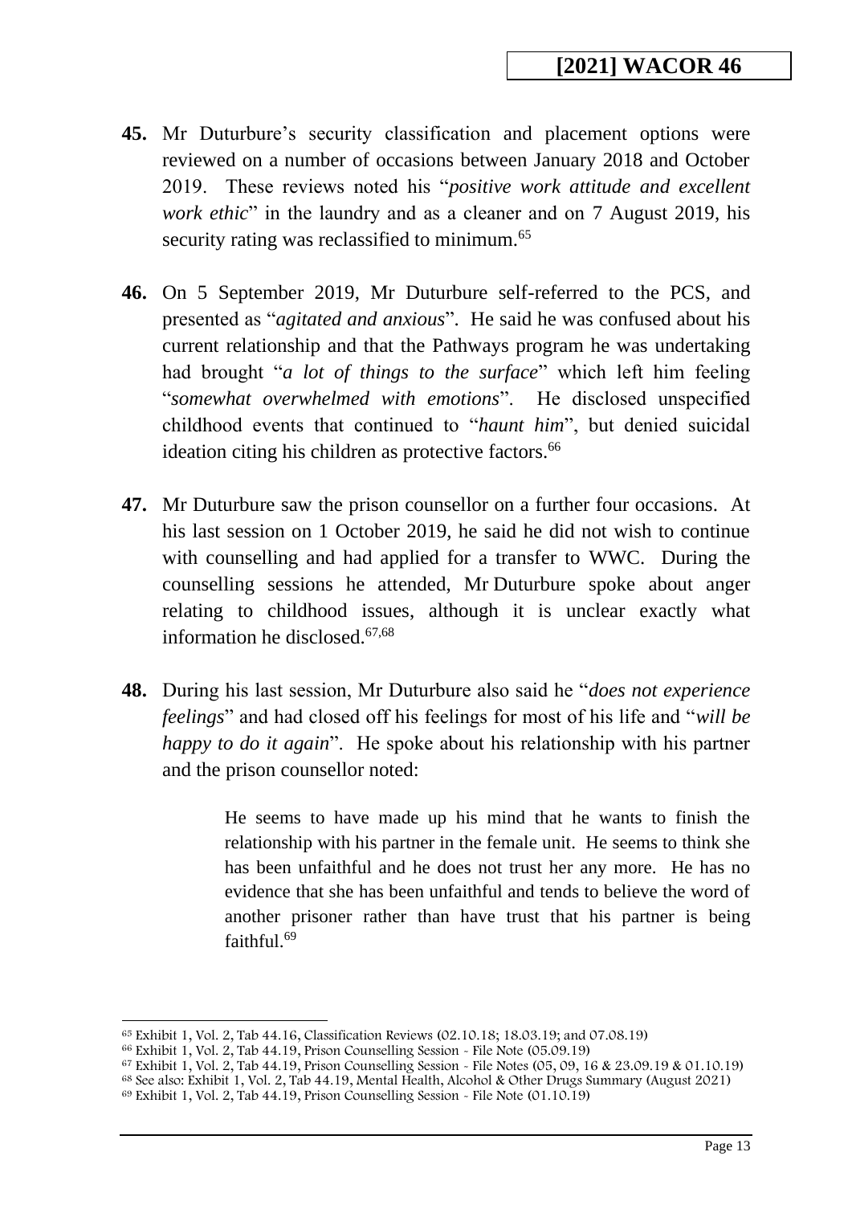**45.** Mr Duturbure's security classification and placement options were reviewed on a number of occasions between January 2018 and October 2019. These reviews noted his "*positive work attitude and excellent work ethic*" in the laundry and as a cleaner and on 7 August 2019, his security rating was reclassified to minimum.[65]

**46.** On 5 September 2019, Mr Duturbure self-referred to the PCS, and presented as "*agitated and anxious*". He said he was confused about his current relationship and that the Pathways program he was undertaking had brought "*a lot of things to the surface*" which left him feeling "*somewhat overwhelmed with emotions*". He disclosed unspecified childhood events that continued to "*haunt him*", but denied suicidal ideation citing his children as protective factors.[66]

**47.** Mr Duturbure saw the prison counsellor on a further four occasions. At his last session on 1 October 2019, he said he did not wish to continue with counselling and had applied for a transfer to WWC. During the counselling sessions he attended, Mr Duturbure spoke about anger relating to childhood issues, although it is unclear exactly what information he disclosed.[67,68]

**48.** During his last session, Mr Duturbure also said he "*does not experience feelings*" and had closed off his feelings for most of his life and "*will be happy to do it again*". He spoke about his relationship with his partner and the prison counsellor noted:

> He seems to have made up his mind that he wants to finish the relationship with his partner in the female unit. He seems to think she has been unfaithful and he does not trust her any more. He has no evidence that she has been unfaithful and tends to believe the word of another prisoner rather than have trust that his partner is being faithful.[69]

---

[65] Exhibit 1, Vol. 2, Tab 44.16, Classification Reviews (02.10.18; 18.03.19; and 07.08.19)
[66] Exhibit 1, Vol. 2, Tab 44.19, Prison Counselling Session - File Note (05.09.19)
[67] Exhibit 1, Vol. 2, Tab 44.19, Prison Counselling Session - File Notes (05, 09, 16 & 23.09.19 & 01.10.19)
[68] See also: Exhibit 1, Vol. 2, Tab 44.19, Mental Health, Alcohol & Other Drugs Summary (August 2021)
[69] Exhibit 1, Vol. 2, Tab 44.19, Prison Counselling Session - File Note (01.10.19)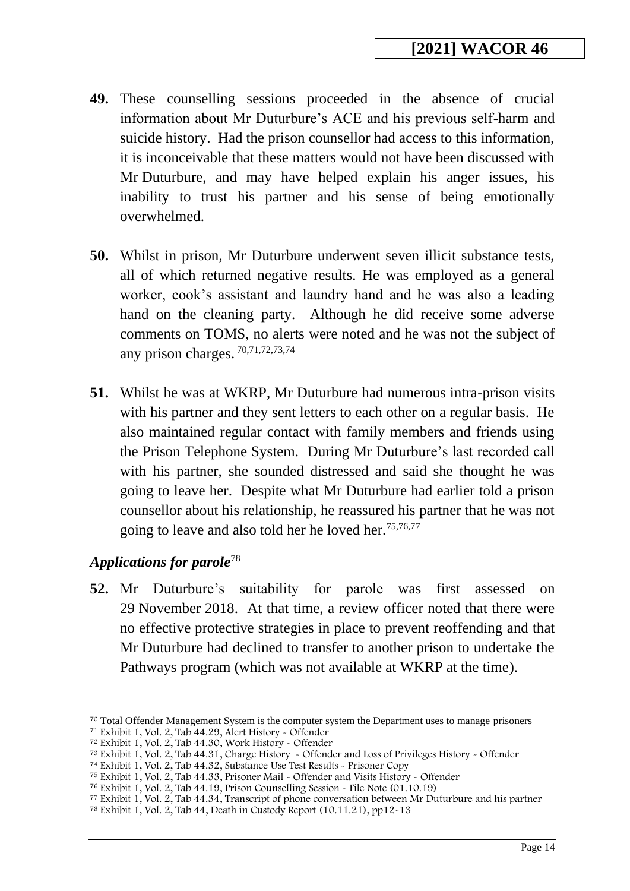**49.** These counselling sessions proceeded in the absence of crucial information about Mr Duturbure's ACE and his previous self-harm and suicide history. Had the prison counsellor had access to this information, it is inconceivable that these matters would not have been discussed with Mr Duturbure, and may have helped explain his anger issues, his inability to trust his partner and his sense of being emotionally overwhelmed.

**50.** Whilst in prison, Mr Duturbure underwent seven illicit substance tests, all of which returned negative results. He was employed as a general worker, cook's assistant and laundry hand and he was also a leading hand on the cleaning party. Although he did receive some adverse comments on TOMS, no alerts were noted and he was not the subject of any prison charges. [70,71,72,73,74]

**51.** Whilst he was at WKRP, Mr Duturbure had numerous intra-prison visits with his partner and they sent letters to each other on a regular basis. He also maintained regular contact with family members and friends using the Prison Telephone System. During Mr Duturbure's last recorded call with his partner, she sounded distressed and said she thought he was going to leave her. Despite what Mr Duturbure had earlier told a prison counsellor about his relationship, he reassured his partner that he was not going to leave and also told her he loved her.[75,76,77]

### *Applications for parole*[78]

**52.** Mr Duturbure's suitability for parole was first assessed on 29 November 2018. At that time, a review officer noted that there were no effective protective strategies in place to prevent reoffending and that Mr Duturbure had declined to transfer to another prison to undertake the Pathways program (which was not available at WKRP at the time).

---

[70] Total Offender Management System is the computer system the Department uses to manage prisoners

[71] Exhibit 1, Vol. 2, Tab 44.29, Alert History - Offender

[72] Exhibit 1, Vol. 2, Tab 44.30, Work History - Offender

[73] Exhibit 1, Vol. 2, Tab 44.31, Charge History - Offender and Loss of Privileges History - Offender

[74] Exhibit 1, Vol. 2, Tab 44.32, Substance Use Test Results - Prisoner Copy

[75] Exhibit 1, Vol. 2, Tab 44.33, Prisoner Mail - Offender and Visits History - Offender

[76] Exhibit 1, Vol. 2, Tab 44.19, Prison Counselling Session - File Note (01.10.19)

[77] Exhibit 1, Vol. 2, Tab 44.34, Transcript of phone conversation between Mr Duturbure and his partner

[78] Exhibit 1, Vol. 2, Tab 44, Death in Custody Report (10.11.21), pp12-13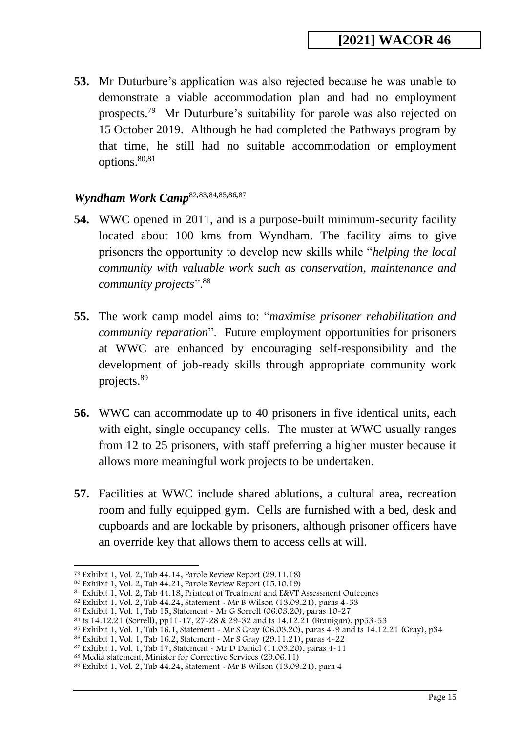**53.** Mr Duturbure's application was also rejected because he was unable to demonstrate a viable accommodation plan and had no employment prospects.[79] Mr Duturbure's suitability for parole was also rejected on 15 October 2019. Although he had completed the Pathways program by that time, he still had no suitable accommodation or employment options.[80,81]

### *Wyndham Work Camp*[82,83,84,85,86,87]

**54.** WWC opened in 2011, and is a purpose-built minimum-security facility located about 100 kms from Wyndham. The facility aims to give prisoners the opportunity to develop new skills while "*helping the local community with valuable work such as conservation, maintenance and community projects*".[88]

**55.** The work camp model aims to: "*maximise prisoner rehabilitation and community reparation*". Future employment opportunities for prisoners at WWC are enhanced by encouraging self-responsibility and the development of job-ready skills through appropriate community work projects.[89]

**56.** WWC can accommodate up to 40 prisoners in five identical units, each with eight, single occupancy cells. The muster at WWC usually ranges from 12 to 25 prisoners, with staff preferring a higher muster because it allows more meaningful work projects to be undertaken.

**57.** Facilities at WWC include shared ablutions, a cultural area, recreation room and fully equipped gym. Cells are furnished with a bed, desk and cupboards and are lockable by prisoners, although prisoner officers have an override key that allows them to access cells at will.

---

[79] Exhibit 1, Vol. 2, Tab 44.14, Parole Review Report (29.11.18)
[80] Exhibit 1, Vol. 2, Tab 44.21, Parole Review Report (15.10.19)
[81] Exhibit 1, Vol. 2, Tab 44.18, Printout of Treatment and E&VT Assessment Outcomes
[82] Exhibit 1, Vol. 2, Tab 44.24, Statement - Mr B Wilson (13.09.21), paras 4-53
[83] Exhibit 1, Vol. 1, Tab 15, Statement - Mr G Sorrell (06.03.20), paras 10-27
[84] ts 14.12.21 (Sorrell), pp11-17, 27-28 & 29-32 and ts 14.12.21 (Branigan), pp53-53
[85] Exhibit 1, Vol. 1, Tab 16.1, Statement - Mr S Gray (06.03.20), paras 4-9 and ts 14.12.21 (Gray), p34
[86] Exhibit 1, Vol. 1, Tab 16.2, Statement - Mr S Gray (29.11.21), paras 4-22
[87] Exhibit 1, Vol. 1, Tab 17, Statement - Mr D Daniel (11.03.20), paras 4-11
[88] Media statement, Minister for Corrective Services (29.06.11)
[89] Exhibit 1, Vol. 2, Tab 44.24, Statement - Mr B Wilson (13.09.21), para 4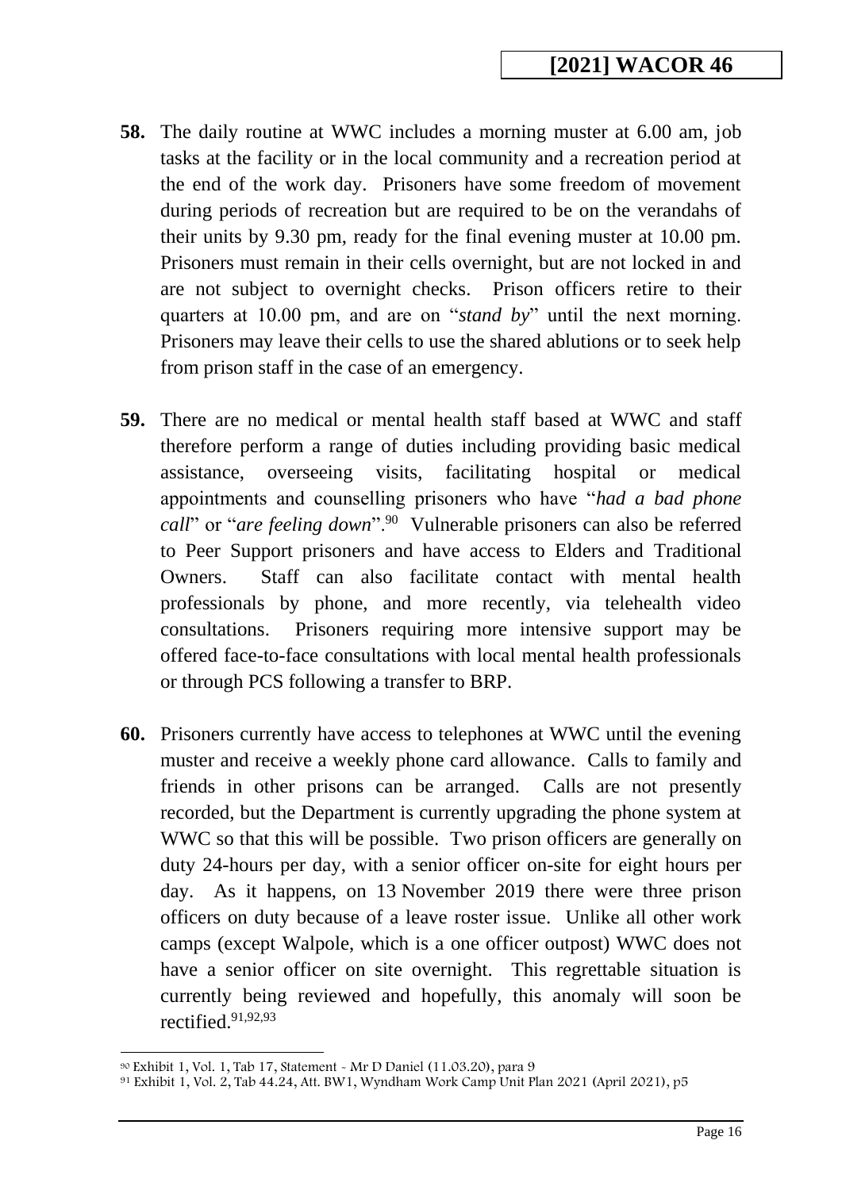**58.** The daily routine at WWC includes a morning muster at 6.00 am, job tasks at the facility or in the local community and a recreation period at the end of the work day. Prisoners have some freedom of movement during periods of recreation but are required to be on the verandahs of their units by 9.30 pm, ready for the final evening muster at 10.00 pm. Prisoners must remain in their cells overnight, but are not locked in and are not subject to overnight checks. Prison officers retire to their quarters at 10.00 pm, and are on "*stand by*" until the next morning. Prisoners may leave their cells to use the shared ablutions or to seek help from prison staff in the case of an emergency.

**59.** There are no medical or mental health staff based at WWC and staff therefore perform a range of duties including providing basic medical assistance, overseeing visits, facilitating hospital or medical appointments and counselling prisoners who have "*had a bad phone call*" or "*are feeling down*".[90] Vulnerable prisoners can also be referred to Peer Support prisoners and have access to Elders and Traditional Owners. Staff can also facilitate contact with mental health professionals by phone, and more recently, via telehealth video consultations. Prisoners requiring more intensive support may be offered face-to-face consultations with local mental health professionals or through PCS following a transfer to BRP.

**60.** Prisoners currently have access to telephones at WWC until the evening muster and receive a weekly phone card allowance. Calls to family and friends in other prisons can be arranged. Calls are not presently recorded, but the Department is currently upgrading the phone system at WWC so that this will be possible. Two prison officers are generally on duty 24-hours per day, with a senior officer on-site for eight hours per day. As it happens, on 13 November 2019 there were three prison officers on duty because of a leave roster issue. Unlike all other work camps (except Walpole, which is a one officer outpost) WWC does not have a senior officer on site overnight. This regrettable situation is currently being reviewed and hopefully, this anomaly will soon be rectified.[91,92,93]

---

[90] Exhibit 1, Vol. 1, Tab 17, Statement - Mr D Daniel (11.03.20), para 9

[91] Exhibit 1, Vol. 2, Tab 44.24, Att. BW1, Wyndham Work Camp Unit Plan 2021 (April 2021), p5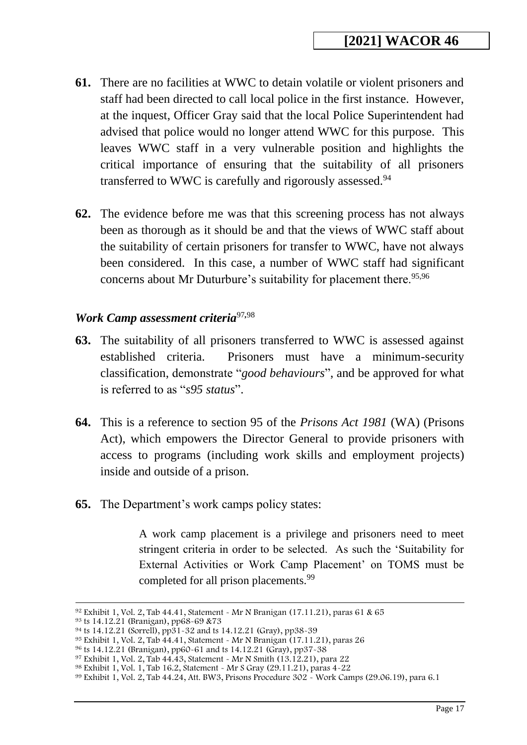**61.** There are no facilities at WWC to detain volatile or violent prisoners and staff had been directed to call local police in the first instance. However, at the inquest, Officer Gray said that the local Police Superintendent had advised that police would no longer attend WWC for this purpose. This leaves WWC staff in a very vulnerable position and highlights the critical importance of ensuring that the suitability of all prisoners transferred to WWC is carefully and rigorously assessed.[94]

**62.** The evidence before me was that this screening process has not always been as thorough as it should be and that the views of WWC staff about the suitability of certain prisoners for transfer to WWC, have not always been considered. In this case, a number of WWC staff had significant concerns about Mr Duturbure's suitability for placement there.[95,96]

### *Work Camp assessment criteria*[97,98]

**63.** The suitability of all prisoners transferred to WWC is assessed against established criteria. Prisoners must have a minimum-security classification, demonstrate "*good behaviours*", and be approved for what is referred to as "*s95 status*".

**64.** This is a reference to section 95 of the *Prisons Act 1981* (WA) (Prisons Act), which empowers the Director General to provide prisoners with access to programs (including work skills and employment projects) inside and outside of a prison.

**65.** The Department's work camps policy states:

> A work camp placement is a privilege and prisoners need to meet stringent criteria in order to be selected. As such the 'Suitability for External Activities or Work Camp Placement' on TOMS must be completed for all prison placements.[99]

---

[92] Exhibit 1, Vol. 2, Tab 44.41, Statement - Mr N Branigan (17.11.21), paras 61 & 65
[93] ts 14.12.21 (Branigan), pp68-69 &73
[94] ts 14.12.21 (Sorrell), pp31-32 and ts 14.12.21 (Gray), pp38-39
[95] Exhibit 1, Vol. 2, Tab 44.41, Statement - Mr N Branigan (17.11.21), paras 26
[96] ts 14.12.21 (Branigan), pp60-61 and ts 14.12.21 (Gray), pp37-38
[97] Exhibit 1, Vol. 2, Tab 44.43, Statement - Mr N Smith (13.12.21), para 22
[98] Exhibit 1, Vol. 1, Tab 16.2, Statement - Mr S Gray (29.11.21), paras 4-22
[99] Exhibit 1, Vol. 2, Tab 44.24, Att. BW3, Prisons Procedure 302 - Work Camps (29.06.19), para 6.1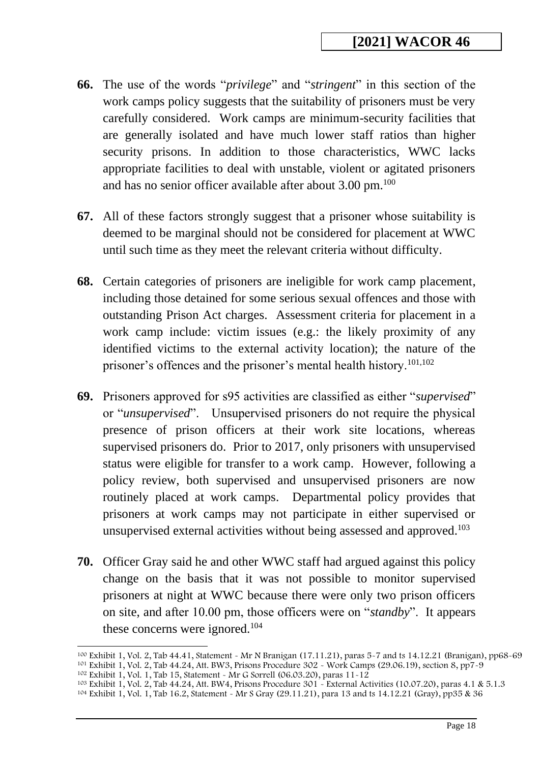**66.** The use of the words "*privilege*" and "*stringent*" in this section of the work camps policy suggests that the suitability of prisoners must be very carefully considered. Work camps are minimum-security facilities that are generally isolated and have much lower staff ratios than higher security prisons. In addition to those characteristics, WWC lacks appropriate facilities to deal with unstable, violent or agitated prisoners and has no senior officer available after about 3.00 pm.[100]

**67.** All of these factors strongly suggest that a prisoner whose suitability is deemed to be marginal should not be considered for placement at WWC until such time as they meet the relevant criteria without difficulty.

**68.** Certain categories of prisoners are ineligible for work camp placement, including those detained for some serious sexual offences and those with outstanding Prison Act charges. Assessment criteria for placement in a work camp include: victim issues (e.g.: the likely proximity of any identified victims to the external activity location); the nature of the prisoner's offences and the prisoner's mental health history.[101,102]

**69.** Prisoners approved for s95 activities are classified as either "*supervised*" or "*unsupervised*". Unsupervised prisoners do not require the physical presence of prison officers at their work site locations, whereas supervised prisoners do. Prior to 2017, only prisoners with unsupervised status were eligible for transfer to a work camp. However, following a policy review, both supervised and unsupervised prisoners are now routinely placed at work camps. Departmental policy provides that prisoners at work camps may not participate in either supervised or unsupervised external activities without being assessed and approved.[103]

**70.** Officer Gray said he and other WWC staff had argued against this policy change on the basis that it was not possible to monitor supervised prisoners at night at WWC because there were only two prison officers on site, and after 10.00 pm, those officers were on "*standby*". It appears these concerns were ignored.[104]

---

[100] Exhibit 1, Vol. 2, Tab 44.41, Statement - Mr N Branigan (17.11.21), paras 5-7 and ts 14.12.21 (Branigan), pp68-69
[101] Exhibit 1, Vol. 2, Tab 44.24, Att. BW3, Prisons Procedure 302 - Work Camps (29.06.19), section 8, pp7-9
[102] Exhibit 1, Vol. 1, Tab 15, Statement - Mr G Sorrell (06.03.20), paras 11-12
[103] Exhibit 1, Vol. 2, Tab 44.24, Att. BW4, Prisons Procedure 301 - External Activities (10.07.20), paras 4.1 & 5.1.3
[104] Exhibit 1, Vol. 1, Tab 16.2, Statement - Mr S Gray (29.11.21), para 13 and ts 14.12.21 (Gray), pp35 & 36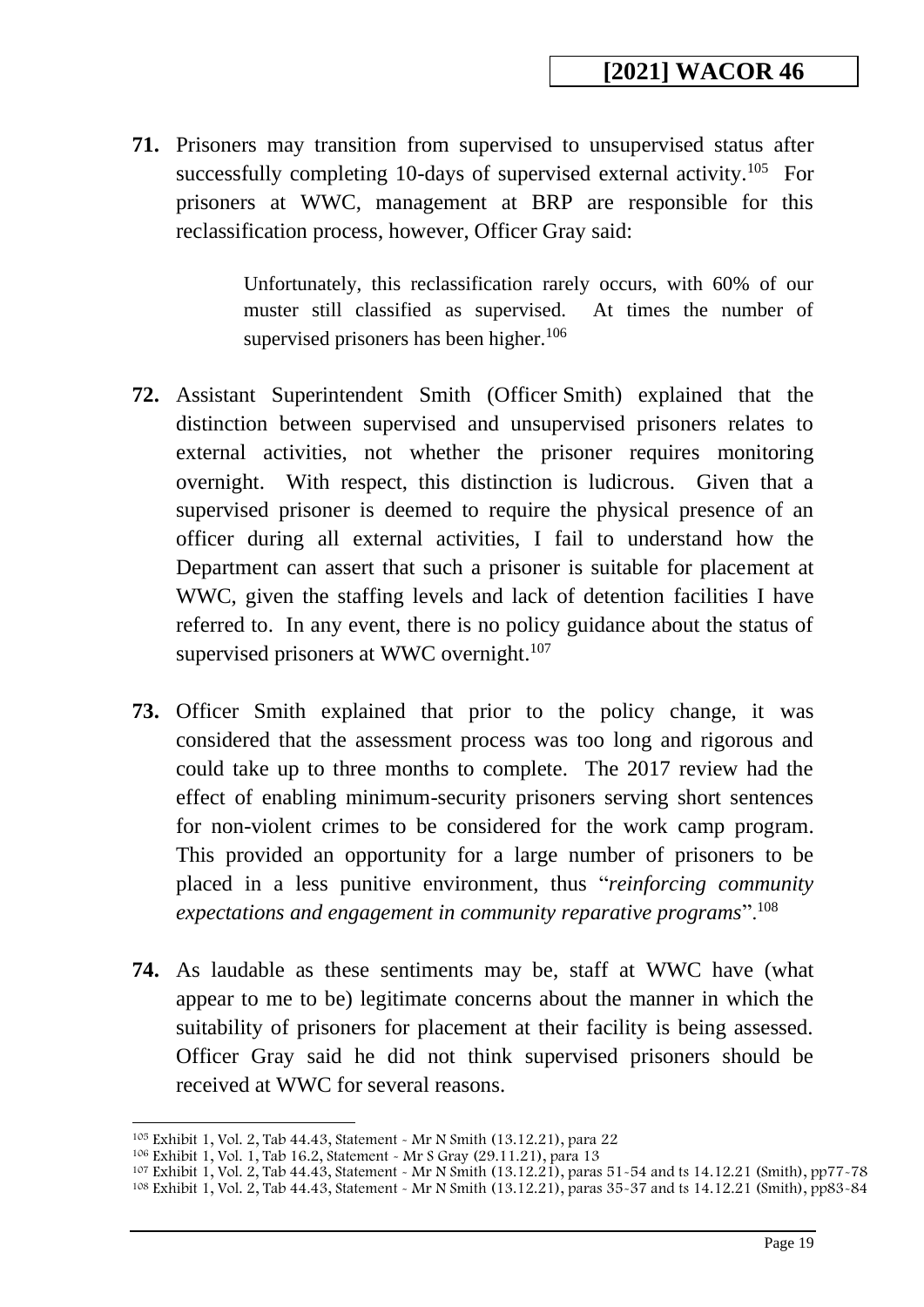**71.** Prisoners may transition from supervised to unsupervised status after successfully completing 10-days of supervised external activity.[105] For prisoners at WWC, management at BRP are responsible for this reclassification process, however, Officer Gray said:

> Unfortunately, this reclassification rarely occurs, with 60% of our muster still classified as supervised. At times the number of supervised prisoners has been higher.[106]

**72.** Assistant Superintendent Smith (Officer Smith) explained that the distinction between supervised and unsupervised prisoners relates to external activities, not whether the prisoner requires monitoring overnight. With respect, this distinction is ludicrous. Given that a supervised prisoner is deemed to require the physical presence of an officer during all external activities, I fail to understand how the Department can assert that such a prisoner is suitable for placement at WWC, given the staffing levels and lack of detention facilities I have referred to. In any event, there is no policy guidance about the status of supervised prisoners at WWC overnight.[107]

**73.** Officer Smith explained that prior to the policy change, it was considered that the assessment process was too long and rigorous and could take up to three months to complete. The 2017 review had the effect of enabling minimum-security prisoners serving short sentences for non-violent crimes to be considered for the work camp program. This provided an opportunity for a large number of prisoners to be placed in a less punitive environment, thus "*reinforcing community expectations and engagement in community reparative programs*".[108]

**74.** As laudable as these sentiments may be, staff at WWC have (what appear to me to be) legitimate concerns about the manner in which the suitability of prisoners for placement at their facility is being assessed. Officer Gray said he did not think supervised prisoners should be received at WWC for several reasons.

---

[105] Exhibit 1, Vol. 2, Tab 44.43, Statement - Mr N Smith (13.12.21), para 22
[106] Exhibit 1, Vol. 1, Tab 16.2, Statement - Mr S Gray (29.11.21), para 13
[107] Exhibit 1, Vol. 2, Tab 44.43, Statement - Mr N Smith (13.12.21), paras 51-54 and ts 14.12.21 (Smith), pp77-78
[108] Exhibit 1, Vol. 2, Tab 44.43, Statement - Mr N Smith (13.12.21), paras 35-37 and ts 14.12.21 (Smith), pp83-84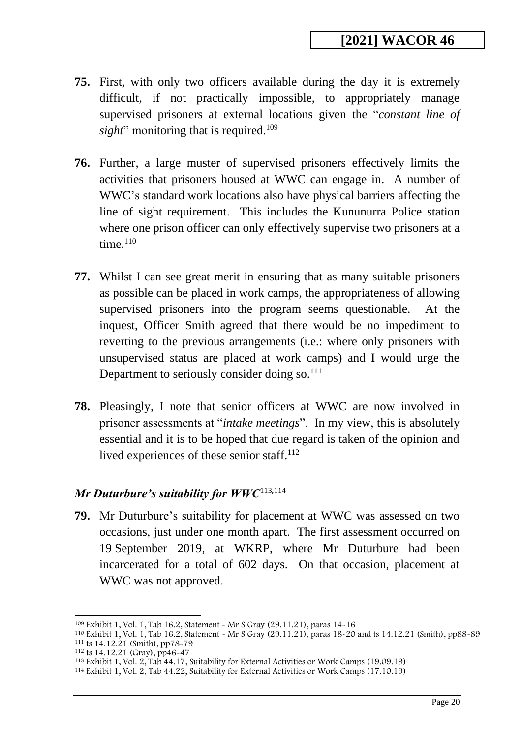**75.** First, with only two officers available during the day it is extremely difficult, if not practically impossible, to appropriately manage supervised prisoners at external locations given the "*constant line of sight*" monitoring that is required.[109]

**76.** Further, a large muster of supervised prisoners effectively limits the activities that prisoners housed at WWC can engage in. A number of WWC's standard work locations also have physical barriers affecting the line of sight requirement. This includes the Kununurra Police station where one prison officer can only effectively supervise two prisoners at a time.[110]

**77.** Whilst I can see great merit in ensuring that as many suitable prisoners as possible can be placed in work camps, the appropriateness of allowing supervised prisoners into the program seems questionable. At the inquest, Officer Smith agreed that there would be no impediment to reverting to the previous arrangements (i.e.: where only prisoners with unsupervised status are placed at work camps) and I would urge the Department to seriously consider doing so.[111]

**78.** Pleasingly, I note that senior officers at WWC are now involved in prisoner assessments at "*intake meetings*". In my view, this is absolutely essential and it is to be hoped that due regard is taken of the opinion and lived experiences of these senior staff.[112]

### *Mr Duturbure's suitability for WWC*[113,114]

**79.** Mr Duturbure's suitability for placement at WWC was assessed on two occasions, just under one month apart. The first assessment occurred on 19 September 2019, at WKRP, where Mr Duturbure had been incarcerated for a total of 602 days. On that occasion, placement at WWC was not approved.

---

[109] Exhibit 1, Vol. 1, Tab 16.2, Statement - Mr S Gray (29.11.21), paras 14-16
[110] Exhibit 1, Vol. 1, Tab 16.2, Statement - Mr S Gray (29.11.21), paras 18-20 and ts 14.12.21 (Smith), pp88-89
[111] ts 14.12.21 (Smith), pp78-79
[112] ts 14.12.21 (Gray), pp46-47
[113] Exhibit 1, Vol. 2, Tab 44.17, Suitability for External Activities or Work Camps (19.09.19)
[114] Exhibit 1, Vol. 2, Tab 44.22, Suitability for External Activities or Work Camps (17.10.19)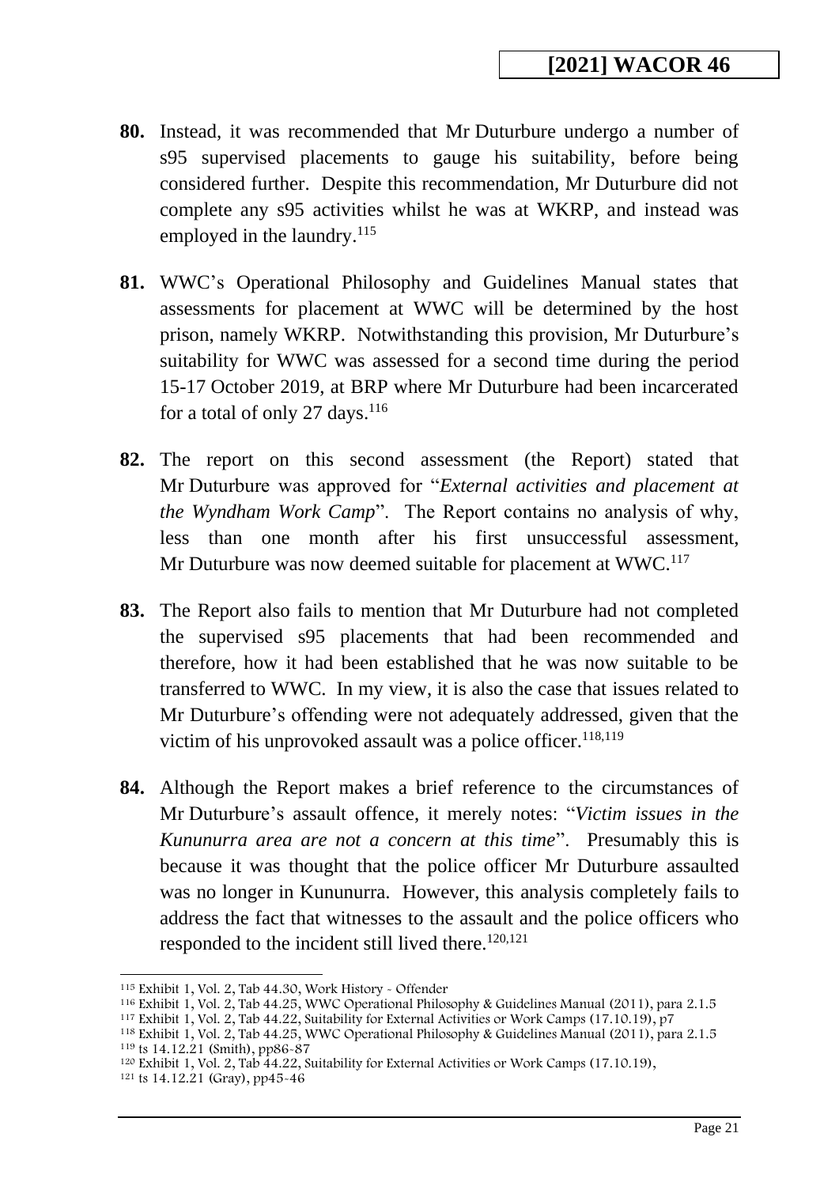**80.** Instead, it was recommended that Mr Duturbure undergo a number of s95 supervised placements to gauge his suitability, before being considered further. Despite this recommendation, Mr Duturbure did not complete any s95 activities whilst he was at WKRP, and instead was employed in the laundry.[115]

**81.** WWC's Operational Philosophy and Guidelines Manual states that assessments for placement at WWC will be determined by the host prison, namely WKRP. Notwithstanding this provision, Mr Duturbure's suitability for WWC was assessed for a second time during the period 15-17 October 2019, at BRP where Mr Duturbure had been incarcerated for a total of only 27 days.[116]

**82.** The report on this second assessment (the Report) stated that Mr Duturbure was approved for "*External activities and placement at the Wyndham Work Camp*". The Report contains no analysis of why, less than one month after his first unsuccessful assessment, Mr Duturbure was now deemed suitable for placement at WWC.[117]

**83.** The Report also fails to mention that Mr Duturbure had not completed the supervised s95 placements that had been recommended and therefore, how it had been established that he was now suitable to be transferred to WWC. In my view, it is also the case that issues related to Mr Duturbure's offending were not adequately addressed, given that the victim of his unprovoked assault was a police officer.[118,119]

**84.** Although the Report makes a brief reference to the circumstances of Mr Duturbure's assault offence, it merely notes: "*Victim issues in the Kununurra area are not a concern at this time*". Presumably this is because it was thought that the police officer Mr Duturbure assaulted was no longer in Kununurra. However, this analysis completely fails to address the fact that witnesses to the assault and the police officers who responded to the incident still lived there.[120,121]

---

[115] Exhibit 1, Vol. 2, Tab 44.30, Work History - Offender
[116] Exhibit 1, Vol. 2, Tab 44.25, WWC Operational Philosophy & Guidelines Manual (2011), para 2.1.5
[117] Exhibit 1, Vol. 2, Tab 44.22, Suitability for External Activities or Work Camps (17.10.19), p7
[118] Exhibit 1, Vol. 2, Tab 44.25, WWC Operational Philosophy & Guidelines Manual (2011), para 2.1.5
[119] ts 14.12.21 (Smith), pp86-87
[120] Exhibit 1, Vol. 2, Tab 44.22, Suitability for External Activities or Work Camps (17.10.19),
[121] ts 14.12.21 (Gray), pp45-46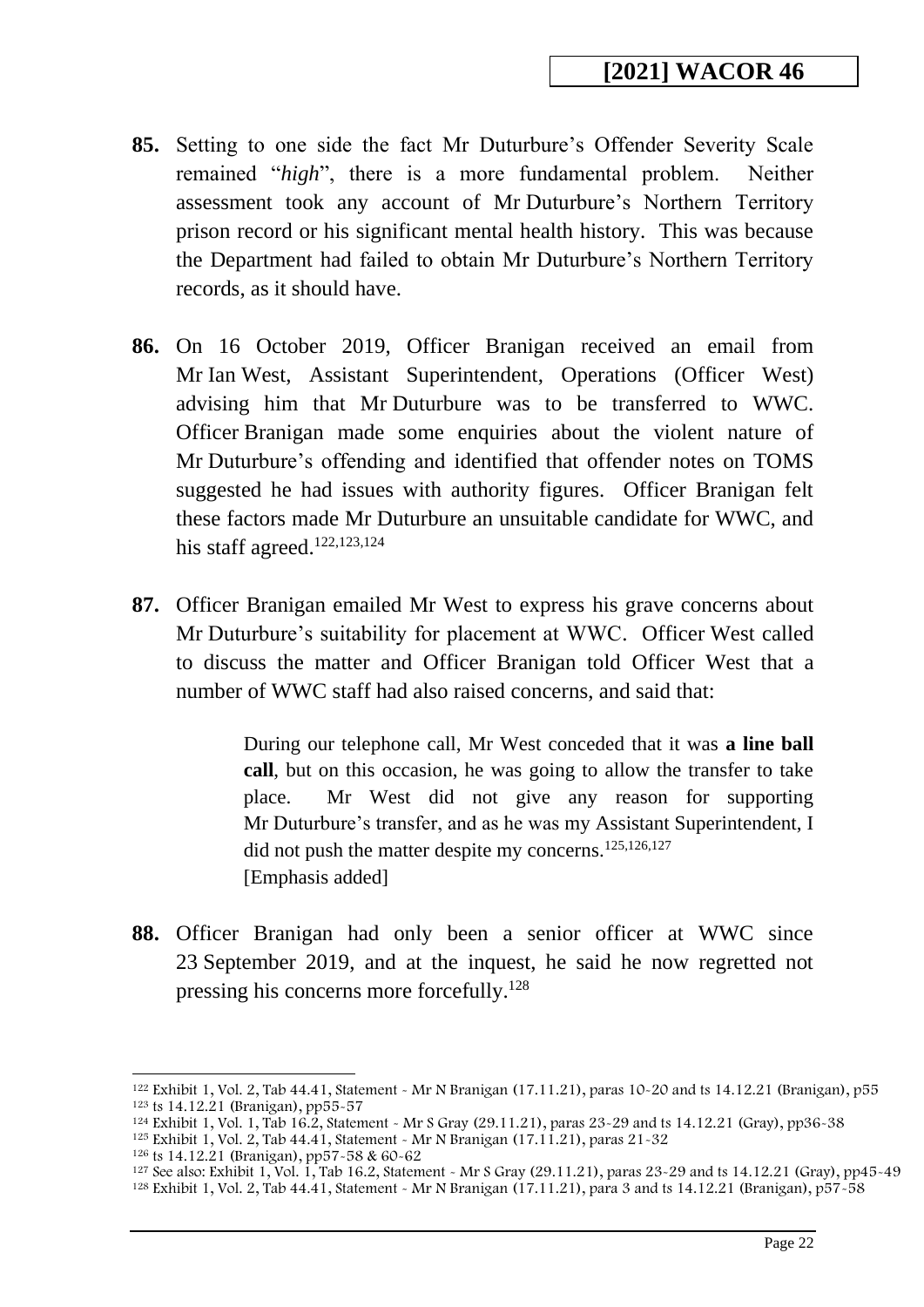**85.** Setting to one side the fact Mr Duturbure's Offender Severity Scale remained "*high*", there is a more fundamental problem. Neither assessment took any account of Mr Duturbure's Northern Territory prison record or his significant mental health history. This was because the Department had failed to obtain Mr Duturbure's Northern Territory records, as it should have.

**86.** On 16 October 2019, Officer Branigan received an email from Mr Ian West, Assistant Superintendent, Operations (Officer West) advising him that Mr Duturbure was to be transferred to WWC. Officer Branigan made some enquiries about the violent nature of Mr Duturbure's offending and identified that offender notes on TOMS suggested he had issues with authority figures. Officer Branigan felt these factors made Mr Duturbure an unsuitable candidate for WWC, and his staff agreed.[122,123,124]

**87.** Officer Branigan emailed Mr West to express his grave concerns about Mr Duturbure's suitability for placement at WWC. Officer West called to discuss the matter and Officer Branigan told Officer West that a number of WWC staff had also raised concerns, and said that:

> During our telephone call, Mr West conceded that it was **a line ball call**, but on this occasion, he was going to allow the transfer to take place. Mr West did not give any reason for supporting Mr Duturbure's transfer, and as he was my Assistant Superintendent, I did not push the matter despite my concerns.[125,126,127]
> [Emphasis added]

**88.** Officer Branigan had only been a senior officer at WWC since 23 September 2019, and at the inquest, he said he now regretted not pressing his concerns more forcefully.[128]

---

[122] Exhibit 1, Vol. 2, Tab 44.41, Statement - Mr N Branigan (17.11.21), paras 10-20 and ts 14.12.21 (Branigan), p55
[123] ts 14.12.21 (Branigan), pp55-57
[124] Exhibit 1, Vol. 1, Tab 16.2, Statement - Mr S Gray (29.11.21), paras 23-29 and ts 14.12.21 (Gray), pp36-38
[125] Exhibit 1, Vol. 2, Tab 44.41, Statement - Mr N Branigan (17.11.21), paras 21-32
[126] ts 14.12.21 (Branigan), pp57-58 & 60-62
[127] See also: Exhibit 1, Vol. 1, Tab 16.2, Statement - Mr S Gray (29.11.21), paras 23-29 and ts 14.12.21 (Gray), pp45-49
[128] Exhibit 1, Vol. 2, Tab 44.41, Statement - Mr N Branigan (17.11.21), para 3 and ts 14.12.21 (Branigan), p57-58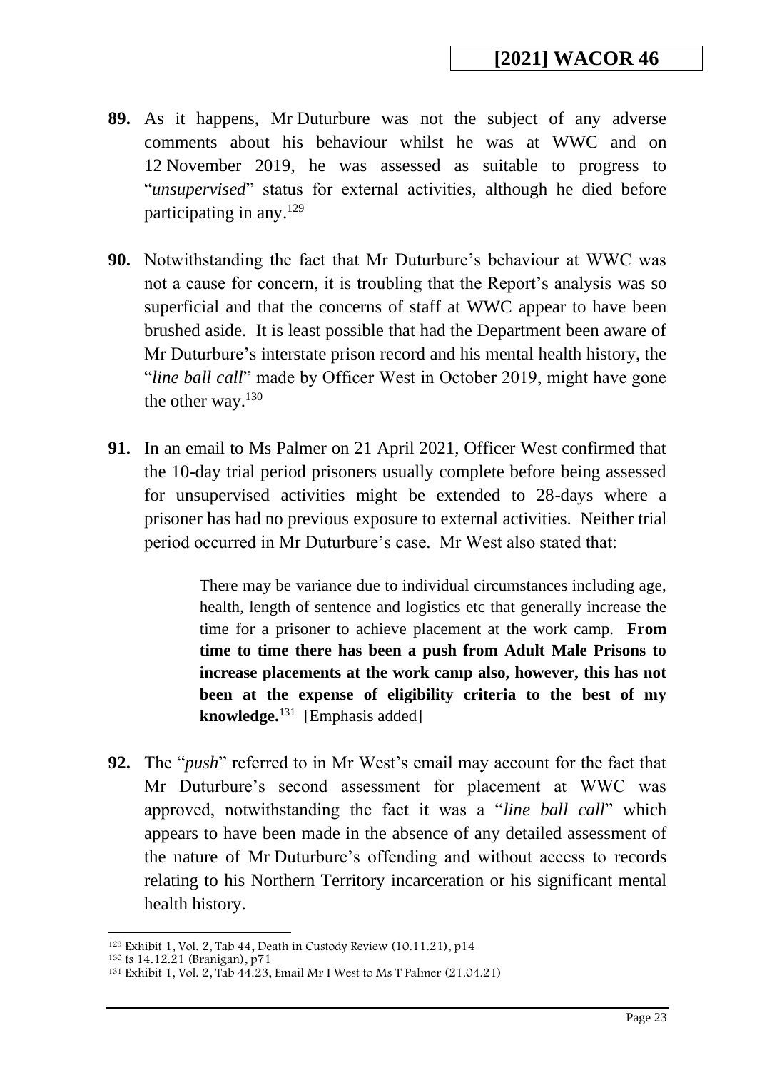**89.** As it happens, Mr Duturbure was not the subject of any adverse comments about his behaviour whilst he was at WWC and on 12 November 2019, he was assessed as suitable to progress to "*unsupervised*" status for external activities, although he died before participating in any.[129]

**90.** Notwithstanding the fact that Mr Duturbure's behaviour at WWC was not a cause for concern, it is troubling that the Report's analysis was so superficial and that the concerns of staff at WWC appear to have been brushed aside. It is least possible that had the Department been aware of Mr Duturbure's interstate prison record and his mental health history, the "*line ball call*" made by Officer West in October 2019, might have gone the other way.[130]

**91.** In an email to Ms Palmer on 21 April 2021, Officer West confirmed that the 10-day trial period prisoners usually complete before being assessed for unsupervised activities might be extended to 28-days where a prisoner has had no previous exposure to external activities. Neither trial period occurred in Mr Duturbure's case. Mr West also stated that:

> There may be variance due to individual circumstances including age, health, length of sentence and logistics etc that generally increase the time for a prisoner to achieve placement at the work camp. **From time to time there has been a push from Adult Male Prisons to increase placements at the work camp also, however, this has not been at the expense of eligibility criteria to the best of my knowledge.**[131] [Emphasis added]

**92.** The "*push*" referred to in Mr West's email may account for the fact that Mr Duturbure's second assessment for placement at WWC was approved, notwithstanding the fact it was a "*line ball call*" which appears to have been made in the absence of any detailed assessment of the nature of Mr Duturbure's offending and without access to records relating to his Northern Territory incarceration or his significant mental health history.

---

[129] Exhibit 1, Vol. 2, Tab 44, Death in Custody Review (10.11.21), p14

[130] ts 14.12.21 (Branigan), p71

[131] Exhibit 1, Vol. 2, Tab 44.23, Email Mr I West to Ms T Palmer (21.04.21)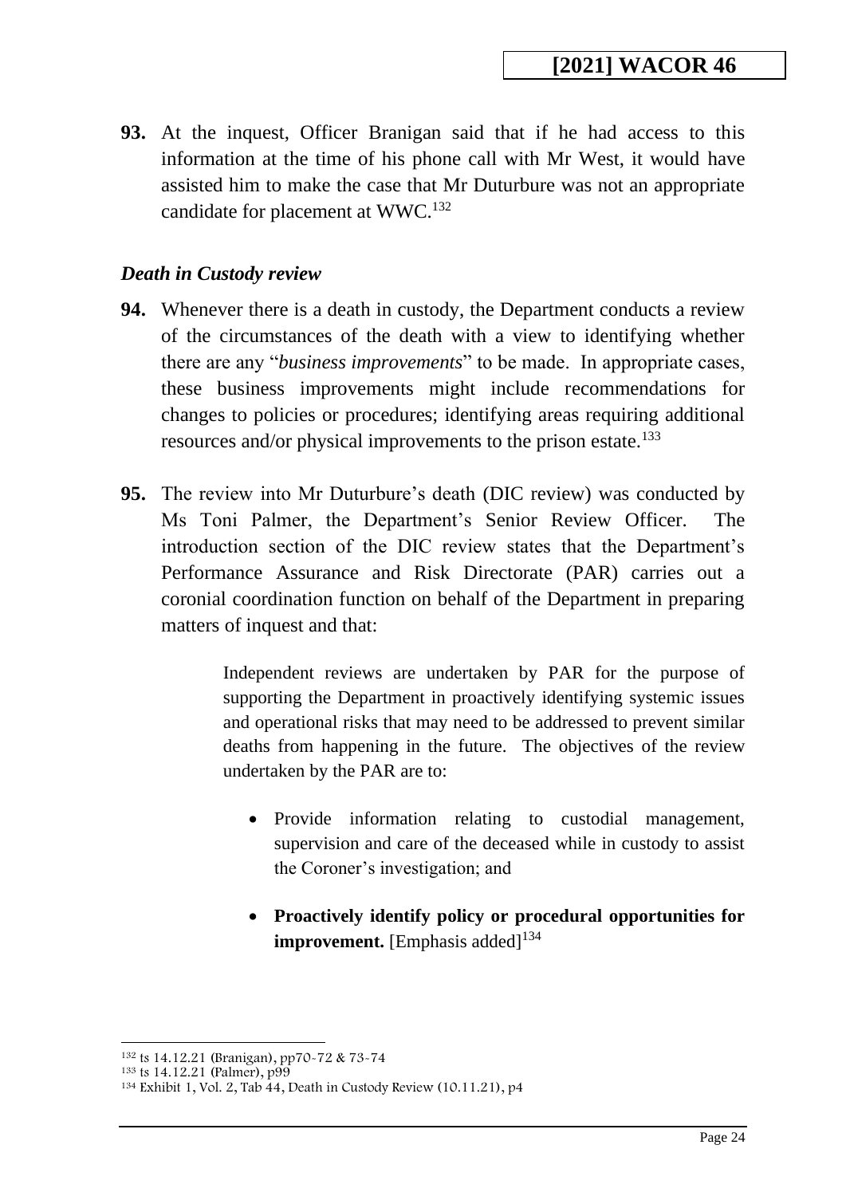**93.** At the inquest, Officer Branigan said that if he had access to this information at the time of his phone call with Mr West, it would have assisted him to make the case that Mr Duturbure was not an appropriate candidate for placement at WWC.[132]

### *Death in Custody review*

**94.** Whenever there is a death in custody, the Department conducts a review of the circumstances of the death with a view to identifying whether there are any "*business improvements*" to be made. In appropriate cases, these business improvements might include recommendations for changes to policies or procedures; identifying areas requiring additional resources and/or physical improvements to the prison estate.[133]

**95.** The review into Mr Duturbure's death (DIC review) was conducted by Ms Toni Palmer, the Department's Senior Review Officer. The introduction section of the DIC review states that the Department's Performance Assurance and Risk Directorate (PAR) carries out a coronial coordination function on behalf of the Department in preparing matters of inquest and that:

> Independent reviews are undertaken by PAR for the purpose of supporting the Department in proactively identifying systemic issues and operational risks that may need to be addressed to prevent similar deaths from happening in the future. The objectives of the review undertaken by the PAR are to:
>
> - Provide information relating to custodial management, supervision and care of the deceased while in custody to assist the Coroner's investigation; and
> - **Proactively identify policy or procedural opportunities for improvement.** [Emphasis added][134]

---

[132] ts 14.12.21 (Branigan), pp70-72 & 73-74
[133] ts 14.12.21 (Palmer), p99
[134] Exhibit 1, Vol. 2, Tab 44, Death in Custody Review (10.11.21), p4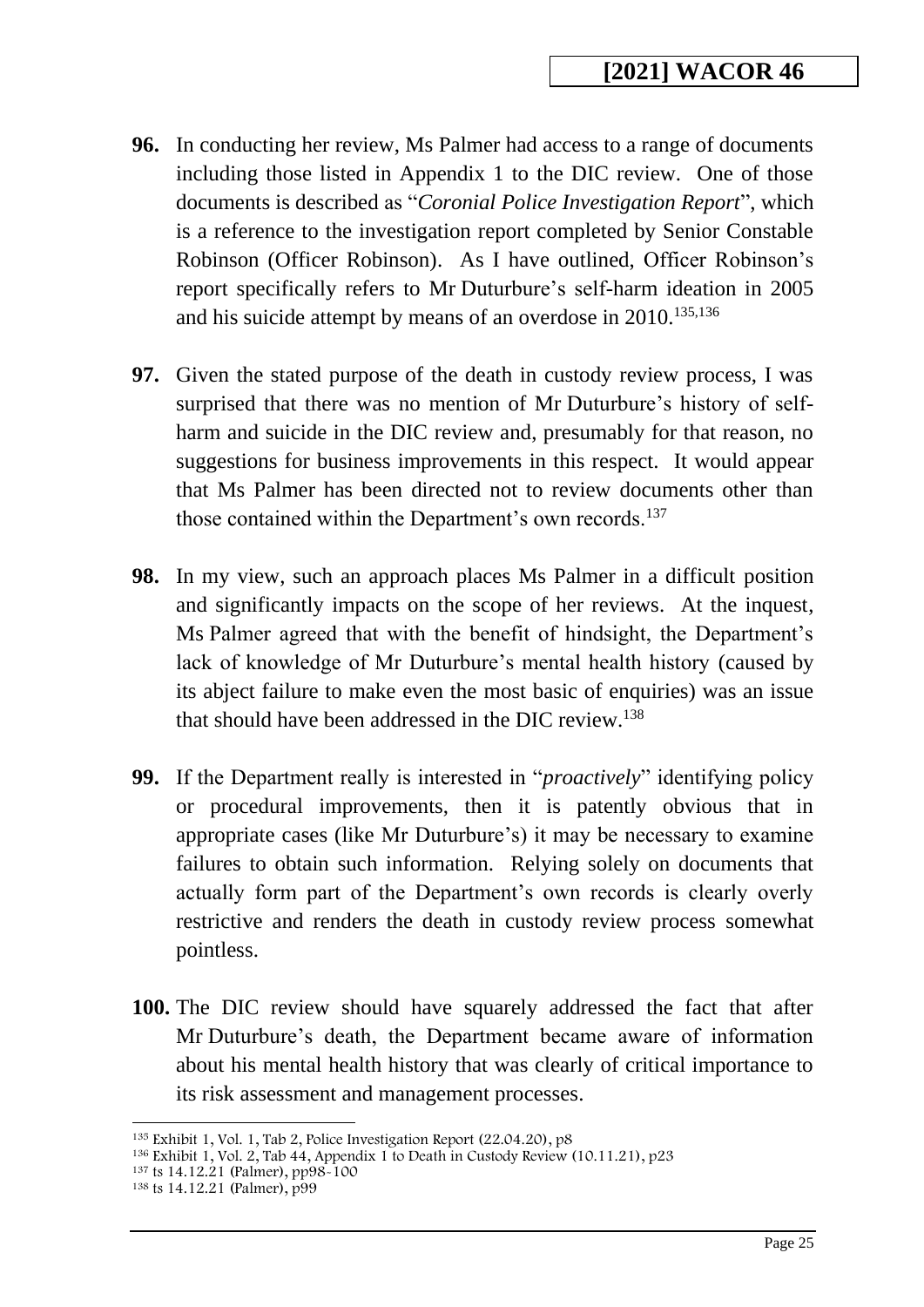**96.** In conducting her review, Ms Palmer had access to a range of documents including those listed in Appendix 1 to the DIC review. One of those documents is described as "*Coronial Police Investigation Report*", which is a reference to the investigation report completed by Senior Constable Robinson (Officer Robinson). As I have outlined, Officer Robinson's report specifically refers to Mr Duturbure's self-harm ideation in 2005 and his suicide attempt by means of an overdose in 2010.[135,136]

**97.** Given the stated purpose of the death in custody review process, I was surprised that there was no mention of Mr Duturbure's history of self-harm and suicide in the DIC review and, presumably for that reason, no suggestions for business improvements in this respect. It would appear that Ms Palmer has been directed not to review documents other than those contained within the Department's own records.[137]

**98.** In my view, such an approach places Ms Palmer in a difficult position and significantly impacts on the scope of her reviews. At the inquest, Ms Palmer agreed that with the benefit of hindsight, the Department's lack of knowledge of Mr Duturbure's mental health history (caused by its abject failure to make even the most basic of enquiries) was an issue that should have been addressed in the DIC review.[138]

**99.** If the Department really is interested in "*proactively*" identifying policy or procedural improvements, then it is patently obvious that in appropriate cases (like Mr Duturbure's) it may be necessary to examine failures to obtain such information. Relying solely on documents that actually form part of the Department's own records is clearly overly restrictive and renders the death in custody review process somewhat pointless.

**100.** The DIC review should have squarely addressed the fact that after Mr Duturbure's death, the Department became aware of information about his mental health history that was clearly of critical importance to its risk assessment and management processes.

---

[135] Exhibit 1, Vol. 1, Tab 2, Police Investigation Report (22.04.20), p8
[136] Exhibit 1, Vol. 2, Tab 44, Appendix 1 to Death in Custody Review (10.11.21), p23
[137] ts 14.12.21 (Palmer), pp98-100
[138] ts 14.12.21 (Palmer), p99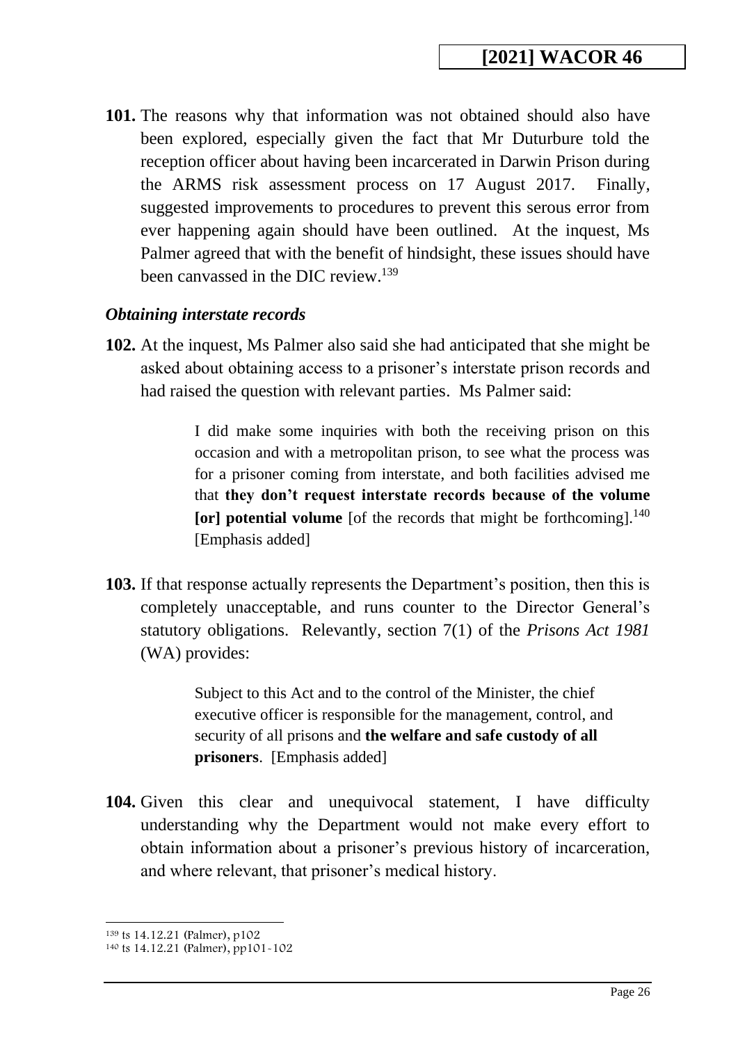**101.** The reasons why that information was not obtained should also have been explored, especially given the fact that Mr Duturbure told the reception officer about having been incarcerated in Darwin Prison during the ARMS risk assessment process on 17 August 2017. Finally, suggested improvements to procedures to prevent this serous error from ever happening again should have been outlined. At the inquest, Ms Palmer agreed that with the benefit of hindsight, these issues should have been canvassed in the DIC review.[139]

### *Obtaining interstate records*

**102.** At the inquest, Ms Palmer also said she had anticipated that she might be asked about obtaining access to a prisoner's interstate prison records and had raised the question with relevant parties. Ms Palmer said:

> I did make some inquiries with both the receiving prison on this occasion and with a metropolitan prison, to see what the process was for a prisoner coming from interstate, and both facilities advised me that **they don't request interstate records because of the volume [or] potential volume** [of the records that might be forthcoming].[140] [Emphasis added]

**103.** If that response actually represents the Department's position, then this is completely unacceptable, and runs counter to the Director General's statutory obligations. Relevantly, section 7(1) of the *Prisons Act 1981* (WA) provides:

> Subject to this Act and to the control of the Minister, the chief executive officer is responsible for the management, control, and security of all prisons and **the welfare and safe custody of all prisoners**. [Emphasis added]

**104.** Given this clear and unequivocal statement, I have difficulty understanding why the Department would not make every effort to obtain information about a prisoner's previous history of incarceration, and where relevant, that prisoner's medical history.

---

[139] ts 14.12.21 (Palmer), p102

[140] ts 14.12.21 (Palmer), pp101-102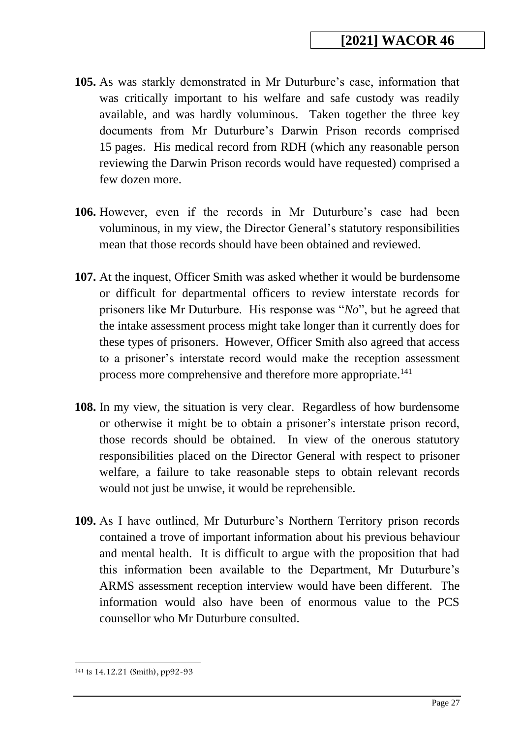**105.** As was starkly demonstrated in Mr Duturbure's case, information that was critically important to his welfare and safe custody was readily available, and was hardly voluminous. Taken together the three key documents from Mr Duturbure's Darwin Prison records comprised 15 pages. His medical record from RDH (which any reasonable person reviewing the Darwin Prison records would have requested) comprised a few dozen more.

**106.** However, even if the records in Mr Duturbure's case had been voluminous, in my view, the Director General's statutory responsibilities mean that those records should have been obtained and reviewed.

**107.** At the inquest, Officer Smith was asked whether it would be burdensome or difficult for departmental officers to review interstate records for prisoners like Mr Duturbure. His response was "*No*", but he agreed that the intake assessment process might take longer than it currently does for these types of prisoners. However, Officer Smith also agreed that access to a prisoner's interstate record would make the reception assessment process more comprehensive and therefore more appropriate.[141]

**108.** In my view, the situation is very clear. Regardless of how burdensome or otherwise it might be to obtain a prisoner's interstate prison record, those records should be obtained. In view of the onerous statutory responsibilities placed on the Director General with respect to prisoner welfare, a failure to take reasonable steps to obtain relevant records would not just be unwise, it would be reprehensible.

**109.** As I have outlined, Mr Duturbure's Northern Territory prison records contained a trove of important information about his previous behaviour and mental health. It is difficult to argue with the proposition that had this information been available to the Department, Mr Duturbure's ARMS assessment reception interview would have been different. The information would also have been of enormous value to the PCS counsellor who Mr Duturbure consulted.

---

[141] ts 14.12.21 (Smith), pp92-93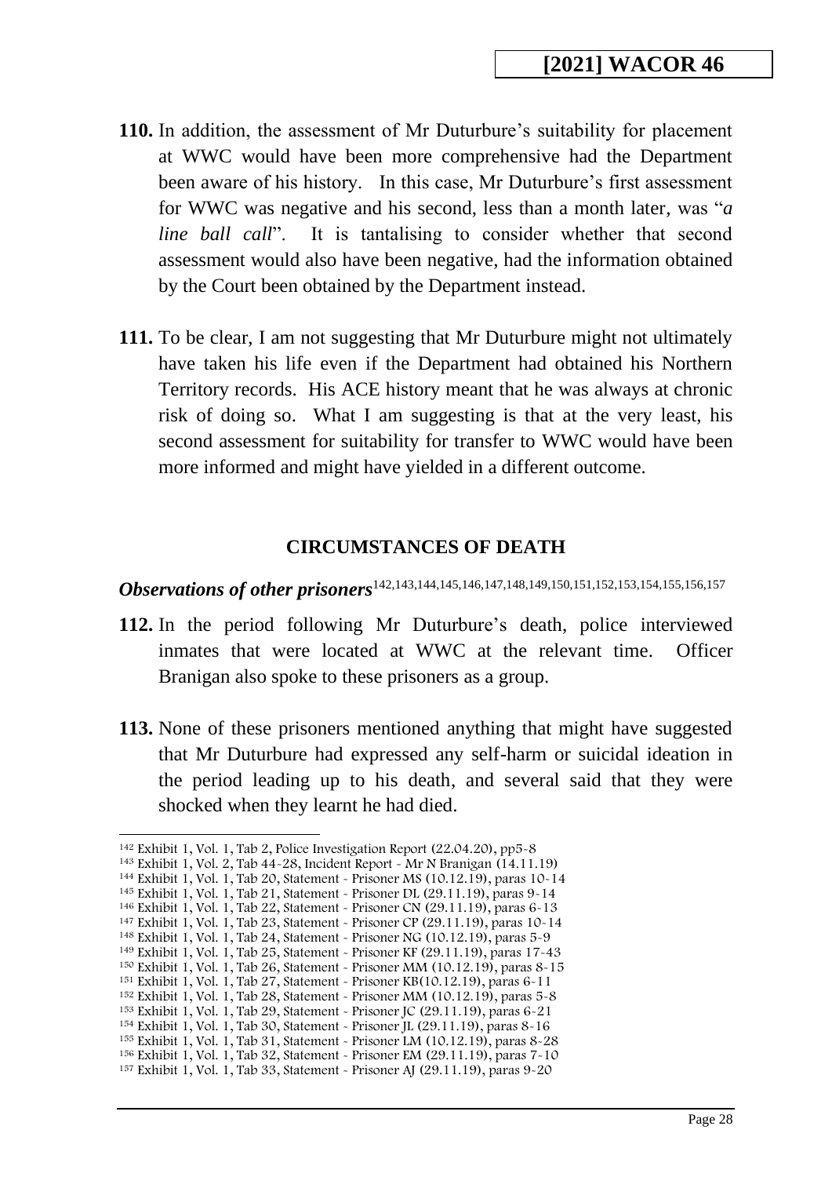**110.** In addition, the assessment of Mr Duturbure's suitability for placement at WWC would have been more comprehensive had the Department been aware of his history. In this case, Mr Duturbure's first assessment for WWC was negative and his second, less than a month later, was "*a line ball call*". It is tantalising to consider whether that second assessment would also have been negative, had the information obtained by the Court been obtained by the Department instead.

**111.** To be clear, I am not suggesting that Mr Duturbure might not ultimately have taken his life even if the Department had obtained his Northern Territory records. His ACE history meant that he was always at chronic risk of doing so. What I am suggesting is that at the very least, his second assessment for suitability for transfer to WWC would have been more informed and might have yielded in a different outcome.

## CIRCUMSTANCES OF DEATH

### *Observations of other prisoners*[142,143,144,145,146,147,148,149,150,151,152,153,154,155,156,157]

**112.** In the period following Mr Duturbure's death, police interviewed inmates that were located at WWC at the relevant time. Officer Branigan also spoke to these prisoners as a group.

**113.** None of these prisoners mentioned anything that might have suggested that Mr Duturbure had expressed any self-harm or suicidal ideation in the period leading up to his death, and several said that they were shocked when they learnt he had died.

---

[142] Exhibit 1, Vol. 1, Tab 2, Police Investigation Report (22.04.20), pp5-8
[143] Exhibit 1, Vol. 2, Tab 44-28, Incident Report - Mr N Branigan (14.11.19)
[144] Exhibit 1, Vol. 1, Tab 20, Statement - Prisoner MS (10.12.19), paras 10-14
[145] Exhibit 1, Vol. 1, Tab 21, Statement - Prisoner DL (29.11.19), paras 9-14
[146] Exhibit 1, Vol. 1, Tab 22, Statement - Prisoner CN (29.11.19), paras 6-13
[147] Exhibit 1, Vol. 1, Tab 23, Statement - Prisoner CP (29.11.19), paras 10-14
[148] Exhibit 1, Vol. 1, Tab 24, Statement - Prisoner NG (10.12.19), paras 5-9
[149] Exhibit 1, Vol. 1, Tab 25, Statement - Prisoner KF (29.11.19), paras 17-43
[150] Exhibit 1, Vol. 1, Tab 26, Statement - Prisoner MM (10.12.19), paras 8-15
[151] Exhibit 1, Vol. 1, Tab 27, Statement - Prisoner KB(10.12.19), paras 6-11
[152] Exhibit 1, Vol. 1, Tab 28, Statement - Prisoner MM (10.12.19), paras 5-8
[153] Exhibit 1, Vol. 1, Tab 29, Statement - Prisoner JC (29.11.19), paras 6-21
[154] Exhibit 1, Vol. 1, Tab 30, Statement - Prisoner JL (29.11.19), paras 8-16
[155] Exhibit 1, Vol. 1, Tab 31, Statement - Prisoner LM (10.12.19), paras 8-28
[156] Exhibit 1, Vol. 1, Tab 32, Statement - Prisoner EM (29.11.19), paras 7-10
[157] Exhibit 1, Vol. 1, Tab 33, Statement - Prisoner AJ (29.11.19), paras 9-20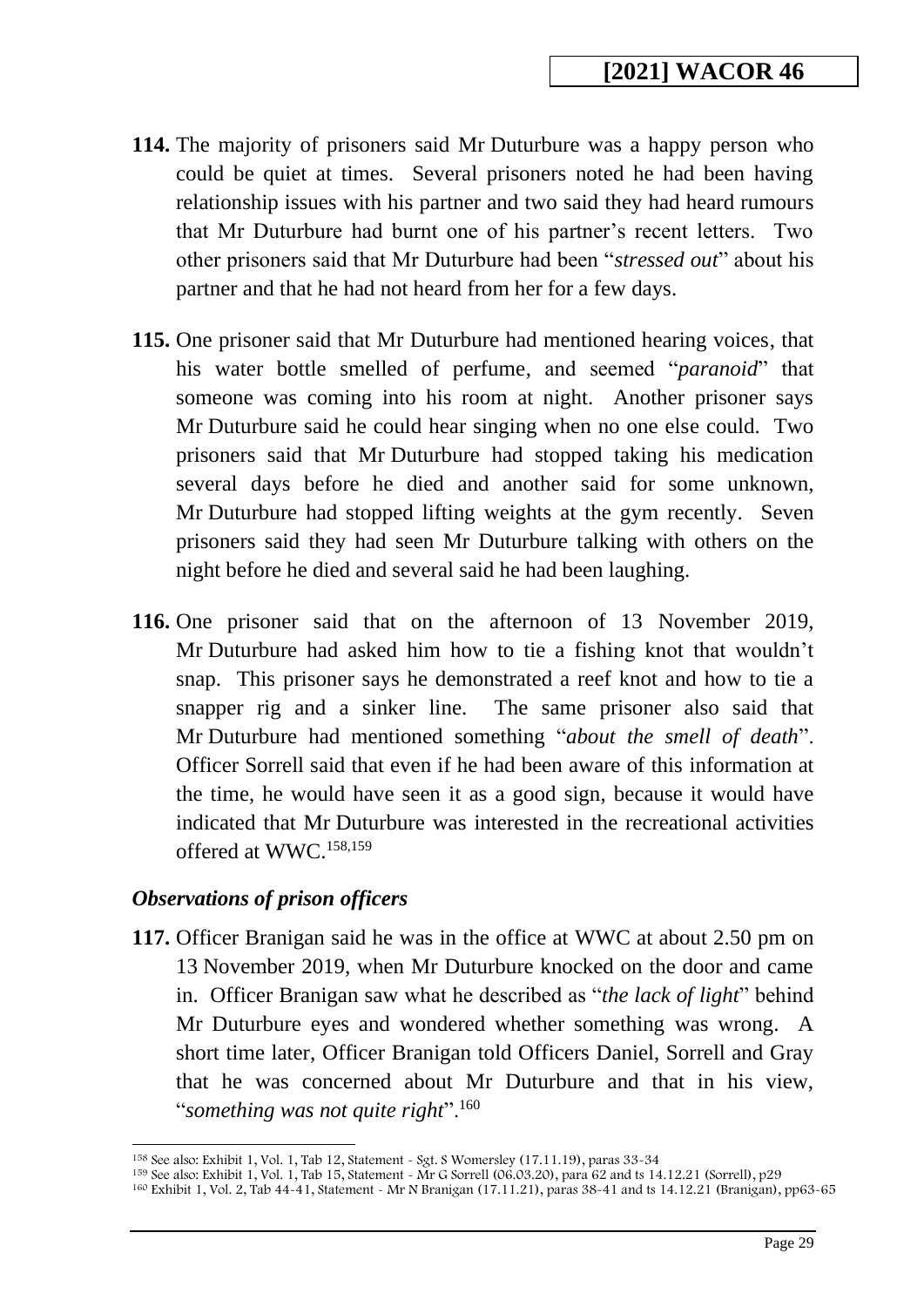**114.** The majority of prisoners said Mr Duturbure was a happy person who could be quiet at times. Several prisoners noted he had been having relationship issues with his partner and two said they had heard rumours that Mr Duturbure had burnt one of his partner's recent letters. Two other prisoners said that Mr Duturbure had been "*stressed out*" about his partner and that he had not heard from her for a few days.

**115.** One prisoner said that Mr Duturbure had mentioned hearing voices, that his water bottle smelled of perfume, and seemed "*paranoid*" that someone was coming into his room at night. Another prisoner says Mr Duturbure said he could hear singing when no one else could. Two prisoners said that Mr Duturbure had stopped taking his medication several days before he died and another said for some unknown, Mr Duturbure had stopped lifting weights at the gym recently. Seven prisoners said they had seen Mr Duturbure talking with others on the night before he died and several said he had been laughing.

**116.** One prisoner said that on the afternoon of 13 November 2019, Mr Duturbure had asked him how to tie a fishing knot that wouldn't snap. This prisoner says he demonstrated a reef knot and how to tie a snapper rig and a sinker line. The same prisoner also said that Mr Duturbure had mentioned something "*about the smell of death*". Officer Sorrell said that even if he had been aware of this information at the time, he would have seen it as a good sign, because it would have indicated that Mr Duturbure was interested in the recreational activities offered at WWC.[158,159]

### *Observations of prison officers*

**117.** Officer Branigan said he was in the office at WWC at about 2.50 pm on 13 November 2019, when Mr Duturbure knocked on the door and came in. Officer Branigan saw what he described as "*the lack of light*" behind Mr Duturbure eyes and wondered whether something was wrong. A short time later, Officer Branigan told Officers Daniel, Sorrell and Gray that he was concerned about Mr Duturbure and that in his view, "*something was not quite right*".[160]

---

[158] See also: Exhibit 1, Vol. 1, Tab 12, Statement - Sgt. S Womersley (17.11.19), paras 33-34

[159] See also: Exhibit 1, Vol. 1, Tab 15, Statement - Mr G Sorrell (06.03.20), para 62 and ts 14.12.21 (Sorrell), p29

[160] Exhibit 1, Vol. 2, Tab 44-41, Statement - Mr N Branigan (17.11.21), paras 38-41 and ts 14.12.21 (Branigan), pp63-65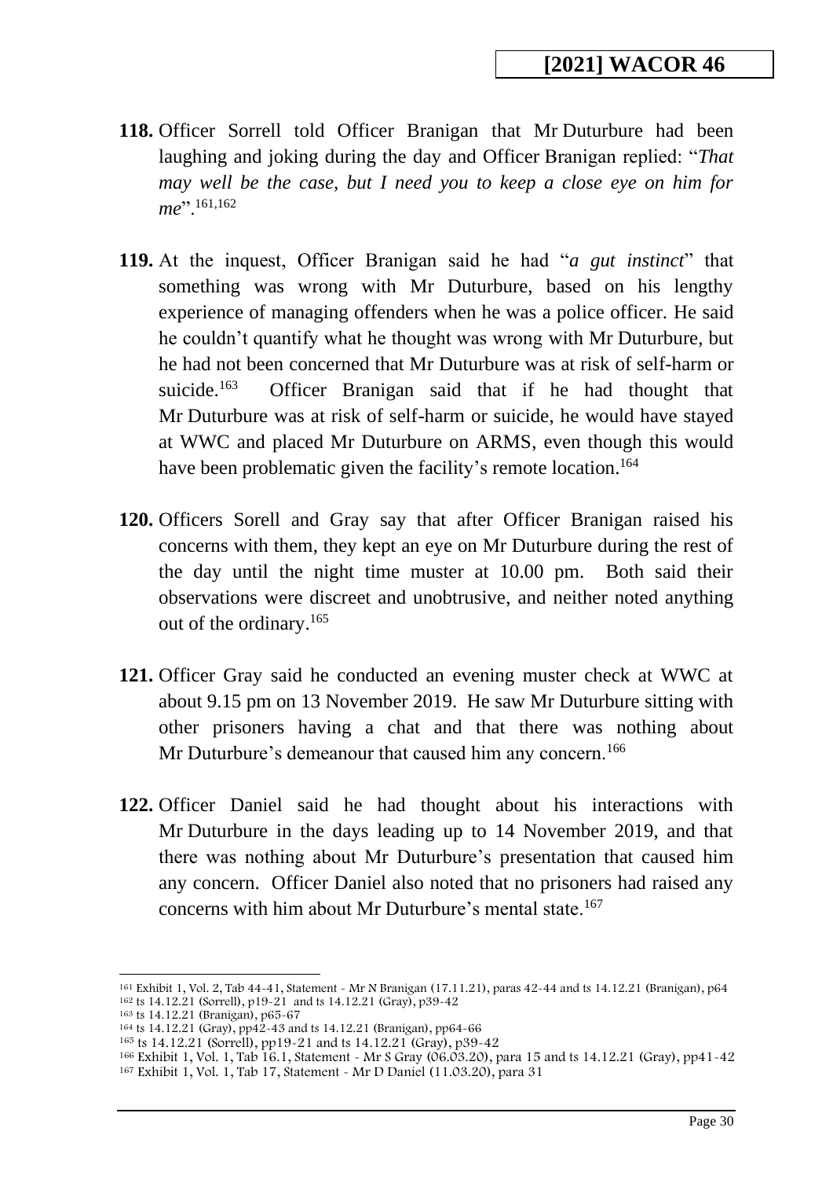**118.** Officer Sorrell told Officer Branigan that Mr Duturbure had been laughing and joking during the day and Officer Branigan replied: "*That may well be the case, but I need you to keep a close eye on him for me*".[161,162]

**119.** At the inquest, Officer Branigan said he had "*a gut instinct*" that something was wrong with Mr Duturbure, based on his lengthy experience of managing offenders when he was a police officer. He said he couldn't quantify what he thought was wrong with Mr Duturbure, but he had not been concerned that Mr Duturbure was at risk of self-harm or suicide.[163] Officer Branigan said that if he had thought that Mr Duturbure was at risk of self-harm or suicide, he would have stayed at WWC and placed Mr Duturbure on ARMS, even though this would have been problematic given the facility's remote location.[164]

**120.** Officers Sorell and Gray say that after Officer Branigan raised his concerns with them, they kept an eye on Mr Duturbure during the rest of the day until the night time muster at 10.00 pm. Both said their observations were discreet and unobtrusive, and neither noted anything out of the ordinary.[165]

**121.** Officer Gray said he conducted an evening muster check at WWC at about 9.15 pm on 13 November 2019. He saw Mr Duturbure sitting with other prisoners having a chat and that there was nothing about Mr Duturbure's demeanour that caused him any concern.[166]

**122.** Officer Daniel said he had thought about his interactions with Mr Duturbure in the days leading up to 14 November 2019, and that there was nothing about Mr Duturbure's presentation that caused him any concern. Officer Daniel also noted that no prisoners had raised any concerns with him about Mr Duturbure's mental state.[167]

---

[161] Exhibit 1, Vol. 2, Tab 44-41, Statement - Mr N Branigan (17.11.21), paras 42-44 and ts 14.12.21 (Branigan), p64
[162] ts 14.12.21 (Sorrell), p19-21 and ts 14.12.21 (Gray), p39-42
[163] ts 14.12.21 (Branigan), p65-67
[164] ts 14.12.21 (Gray), pp42-43 and ts 14.12.21 (Branigan), pp64-66
[165] ts 14.12.21 (Sorrell), pp19-21 and ts 14.12.21 (Gray), p39-42
[166] Exhibit 1, Vol. 1, Tab 16.1, Statement - Mr S Gray (06.03.20), para 15 and ts 14.12.21 (Gray), pp41-42
[167] Exhibit 1, Vol. 1, Tab 17, Statement - Mr D Daniel (11.03.20), para 31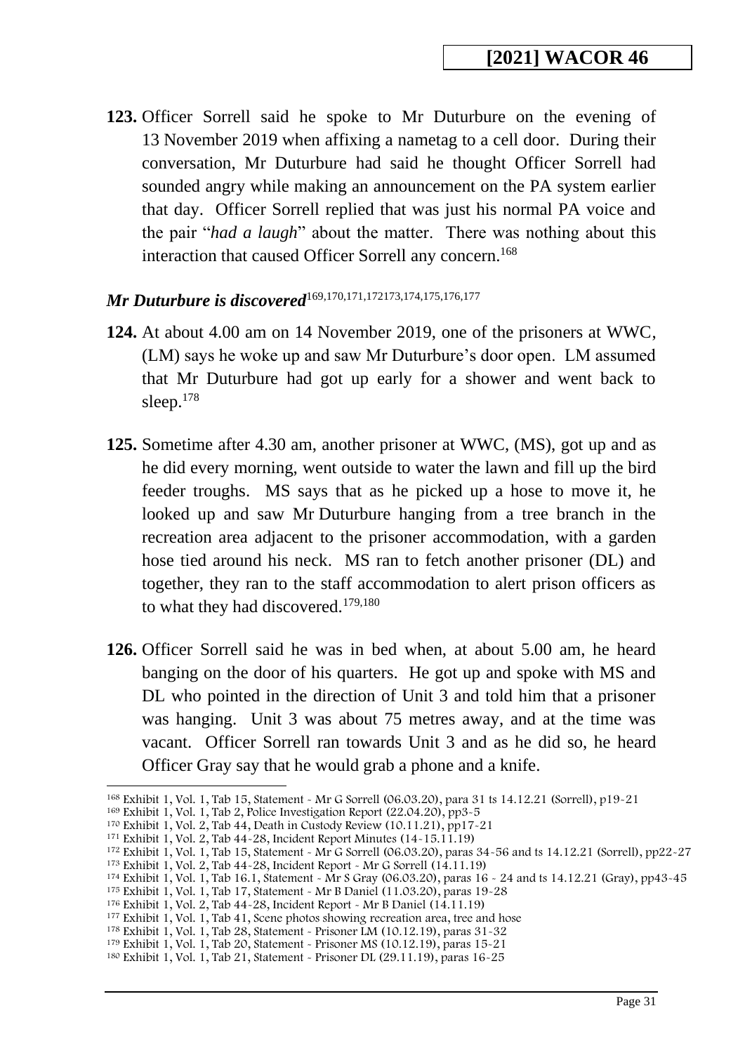**123.** Officer Sorrell said he spoke to Mr Duturbure on the evening of 13 November 2019 when affixing a nametag to a cell door. During their conversation, Mr Duturbure had said he thought Officer Sorrell had sounded angry while making an announcement on the PA system earlier that day. Officer Sorrell replied that was just his normal PA voice and the pair "*had a laugh*" about the matter. There was nothing about this interaction that caused Officer Sorrell any concern.[168]

### *Mr Duturbure is discovered*[169,170,171,172173,174,175,176,177]

**124.** At about 4.00 am on 14 November 2019, one of the prisoners at WWC, (LM) says he woke up and saw Mr Duturbure's door open. LM assumed that Mr Duturbure had got up early for a shower and went back to sleep.[178]

**125.** Sometime after 4.30 am, another prisoner at WWC, (MS), got up and as he did every morning, went outside to water the lawn and fill up the bird feeder troughs. MS says that as he picked up a hose to move it, he looked up and saw Mr Duturbure hanging from a tree branch in the recreation area adjacent to the prisoner accommodation, with a garden hose tied around his neck. MS ran to fetch another prisoner (DL) and together, they ran to the staff accommodation to alert prison officers as to what they had discovered.[179,180]

**126.** Officer Sorrell said he was in bed when, at about 5.00 am, he heard banging on the door of his quarters. He got up and spoke with MS and DL who pointed in the direction of Unit 3 and told him that a prisoner was hanging. Unit 3 was about 75 metres away, and at the time was vacant. Officer Sorrell ran towards Unit 3 and as he did so, he heard Officer Gray say that he would grab a phone and a knife.

---

[168] Exhibit 1, Vol. 1, Tab 15, Statement - Mr G Sorrell (06.03.20), para 31 ts 14.12.21 (Sorrell), p19-21
[169] Exhibit 1, Vol. 1, Tab 2, Police Investigation Report (22.04.20), pp3-5
[170] Exhibit 1, Vol. 2, Tab 44, Death in Custody Review (10.11.21), pp17-21
[171] Exhibit 1, Vol. 2, Tab 44-28, Incident Report Minutes (14-15.11.19)
[172] Exhibit 1, Vol. 1, Tab 15, Statement - Mr G Sorrell (06.03.20), paras 34-56 and ts 14.12.21 (Sorrell), pp22-27
[173] Exhibit 1, Vol. 2, Tab 44-28, Incident Report - Mr G Sorrell (14.11.19)
[174] Exhibit 1, Vol. 1, Tab 16.1, Statement - Mr S Gray (06.03.20), paras 16 - 24 and ts 14.12.21 (Gray), pp43-45
[175] Exhibit 1, Vol. 1, Tab 17, Statement - Mr B Daniel (11.03.20), paras 19-28
[176] Exhibit 1, Vol. 2, Tab 44-28, Incident Report - Mr B Daniel (14.11.19)
[177] Exhibit 1, Vol. 1, Tab 41, Scene photos showing recreation area, tree and hose
[178] Exhibit 1, Vol. 1, Tab 28, Statement - Prisoner LM (10.12.19), paras 31-32
[179] Exhibit 1, Vol. 1, Tab 20, Statement - Prisoner MS (10.12.19), paras 15-21
[180] Exhibit 1, Vol. 1, Tab 21, Statement - Prisoner DL (29.11.19), paras 16-25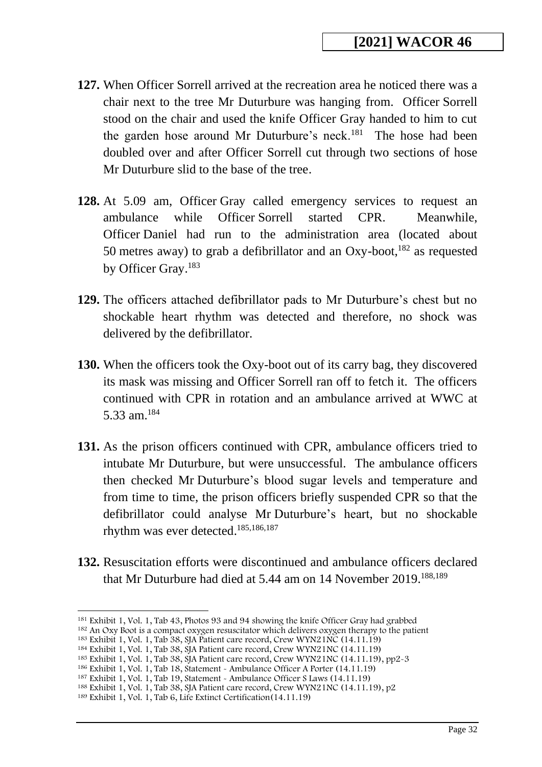**127.** When Officer Sorrell arrived at the recreation area he noticed there was a chair next to the tree Mr Duturbure was hanging from. Officer Sorrell stood on the chair and used the knife Officer Gray handed to him to cut the garden hose around Mr Duturbure's neck.[181] The hose had been doubled over and after Officer Sorrell cut through two sections of hose Mr Duturbure slid to the base of the tree.

**128.** At 5.09 am, Officer Gray called emergency services to request an ambulance while Officer Sorrell started CPR. Meanwhile, Officer Daniel had run to the administration area (located about 50 metres away) to grab a defibrillator and an Oxy-boot,[182] as requested by Officer Gray.[183]

**129.** The officers attached defibrillator pads to Mr Duturbure's chest but no shockable heart rhythm was detected and therefore, no shock was delivered by the defibrillator.

**130.** When the officers took the Oxy-boot out of its carry bag, they discovered its mask was missing and Officer Sorrell ran off to fetch it. The officers continued with CPR in rotation and an ambulance arrived at WWC at 5.33 am.[184]

**131.** As the prison officers continued with CPR, ambulance officers tried to intubate Mr Duturbure, but were unsuccessful. The ambulance officers then checked Mr Duturbure's blood sugar levels and temperature and from time to time, the prison officers briefly suspended CPR so that the defibrillator could analyse Mr Duturbure's heart, but no shockable rhythm was ever detected.[185,186,187]

**132.** Resuscitation efforts were discontinued and ambulance officers declared that Mr Duturbure had died at 5.44 am on 14 November 2019.[188,189]

---

[181] Exhibit 1, Vol. 1, Tab 43, Photos 93 and 94 showing the knife Officer Gray had grabbed
[182] An Oxy Boot is a compact oxygen resuscitator which delivers oxygen therapy to the patient
[183] Exhibit 1, Vol. 1, Tab 38, SJA Patient care record, Crew WYN21NC (14.11.19)
[184] Exhibit 1, Vol. 1, Tab 38, SJA Patient care record, Crew WYN21NC (14.11.19)
[185] Exhibit 1, Vol. 1, Tab 38, SJA Patient care record, Crew WYN21NC (14.11.19), pp2-3
[186] Exhibit 1, Vol. 1, Tab 18, Statement - Ambulance Officer A Porter (14.11.19)
[187] Exhibit 1, Vol. 1, Tab 19, Statement - Ambulance Officer S Laws (14.11.19)
[188] Exhibit 1, Vol. 1, Tab 38, SJA Patient care record, Crew WYN21NC (14.11.19), p2
[189] Exhibit 1, Vol. 1, Tab 6, Life Extinct Certification(14.11.19)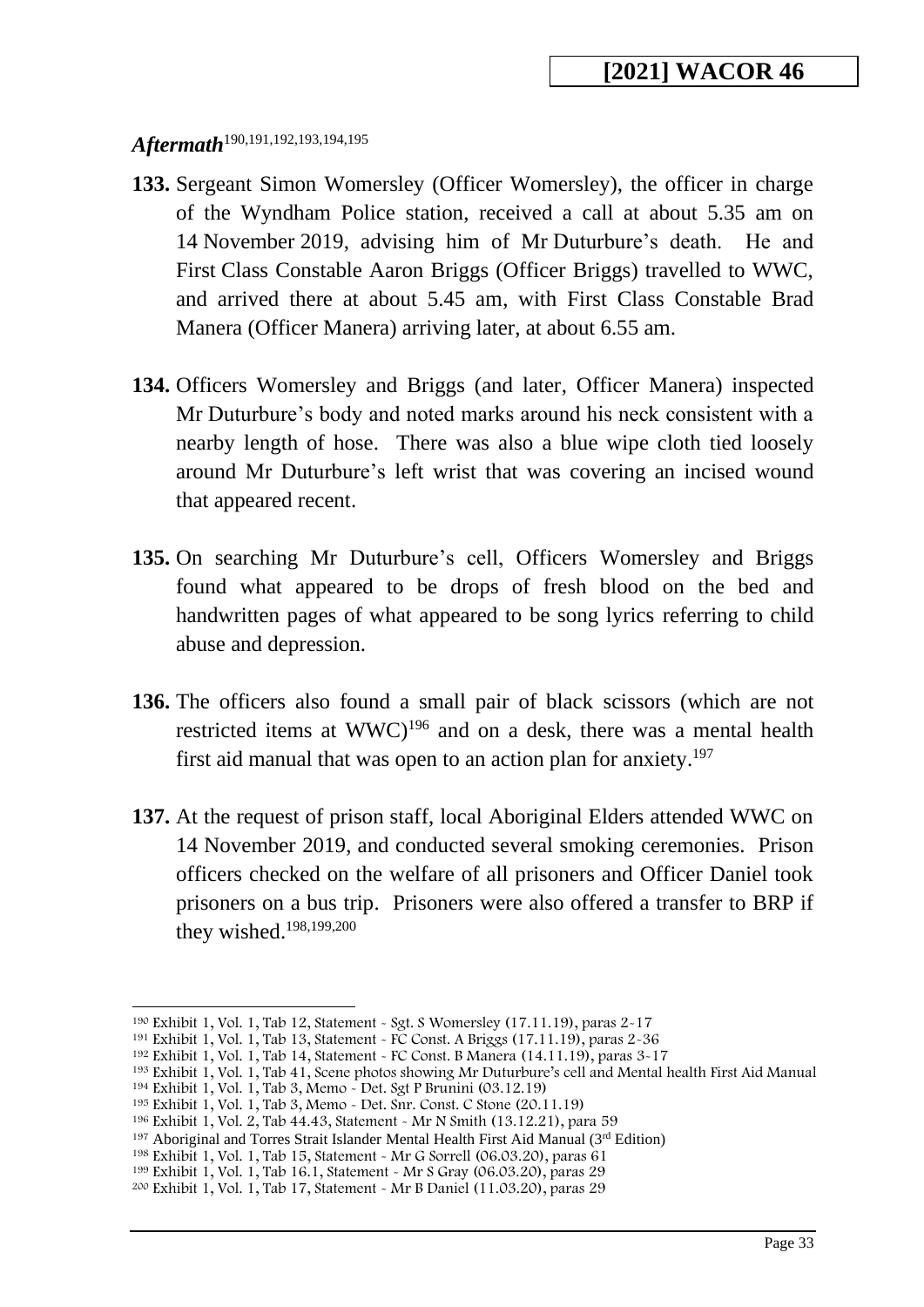***Aftermath***[190,191,192,193,194,195]

**133.** Sergeant Simon Womersley (Officer Womersley), the officer in charge of the Wyndham Police station, received a call at about 5.35 am on 14 November 2019, advising him of Mr Duturbure's death. He and First Class Constable Aaron Briggs (Officer Briggs) travelled to WWC, and arrived there at about 5.45 am, with First Class Constable Brad Manera (Officer Manera) arriving later, at about 6.55 am.

**134.** Officers Womersley and Briggs (and later, Officer Manera) inspected Mr Duturbure's body and noted marks around his neck consistent with a nearby length of hose. There was also a blue wipe cloth tied loosely around Mr Duturbure's left wrist that was covering an incised wound that appeared recent.

**135.** On searching Mr Duturbure's cell, Officers Womersley and Briggs found what appeared to be drops of fresh blood on the bed and handwritten pages of what appeared to be song lyrics referring to child abuse and depression.

**136.** The officers also found a small pair of black scissors (which are not restricted items at WWC)[196] and on a desk, there was a mental health first aid manual that was open to an action plan for anxiety.[197]

**137.** At the request of prison staff, local Aboriginal Elders attended WWC on 14 November 2019, and conducted several smoking ceremonies. Prison officers checked on the welfare of all prisoners and Officer Daniel took prisoners on a bus trip. Prisoners were also offered a transfer to BRP if they wished.[198,199,200]

---

[190] Exhibit 1, Vol. 1, Tab 12, Statement - Sgt. S Womersley (17.11.19), paras 2-17
[191] Exhibit 1, Vol. 1, Tab 13, Statement - FC Const. A Briggs (17.11.19), paras 2-36
[192] Exhibit 1, Vol. 1, Tab 14, Statement - FC Const. B Manera (14.11.19), paras 3-17
[193] Exhibit 1, Vol. 1, Tab 41, Scene photos showing Mr Duturbure's cell and Mental health First Aid Manual
[194] Exhibit 1, Vol. 1, Tab 3, Memo - Det. Sgt P Brunini (03.12.19)
[195] Exhibit 1, Vol. 1, Tab 3, Memo - Det. Snr. Const. C Stone (20.11.19)
[196] Exhibit 1, Vol. 2, Tab 44.43, Statement - Mr N Smith (13.12.21), para 59
[197] Aboriginal and Torres Strait Islander Mental Health First Aid Manual (3rd Edition)
[198] Exhibit 1, Vol. 1, Tab 15, Statement - Mr G Sorrell (06.03.20), paras 61
[199] Exhibit 1, Vol. 1, Tab 16.1, Statement - Mr S Gray (06.03.20), paras 29
[200] Exhibit 1, Vol. 1, Tab 17, Statement - Mr B Daniel (11.03.20), paras 29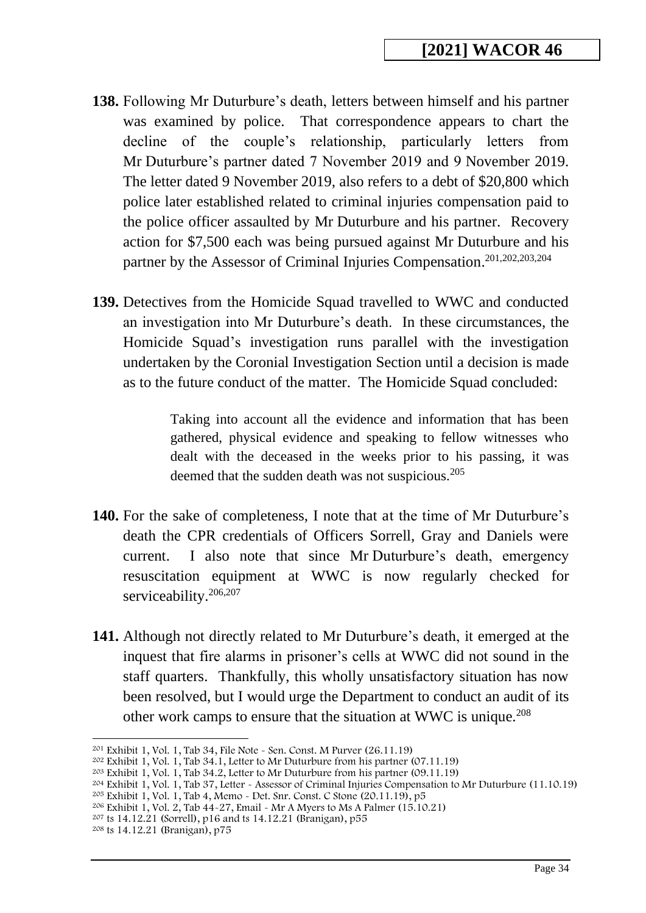**138.** Following Mr Duturbure's death, letters between himself and his partner was examined by police. That correspondence appears to chart the decline of the couple's relationship, particularly letters from Mr Duturbure's partner dated 7 November 2019 and 9 November 2019. The letter dated 9 November 2019, also refers to a debt of $20,800 which police later established related to criminal injuries compensation paid to the police officer assaulted by Mr Duturbure and his partner. Recovery action for $7,500 each was being pursued against Mr Duturbure and his partner by the Assessor of Criminal Injuries Compensation.[201,202,203,204]

**139.** Detectives from the Homicide Squad travelled to WWC and conducted an investigation into Mr Duturbure's death. In these circumstances, the Homicide Squad's investigation runs parallel with the investigation undertaken by the Coronial Investigation Section until a decision is made as to the future conduct of the matter. The Homicide Squad concluded:

> Taking into account all the evidence and information that has been gathered, physical evidence and speaking to fellow witnesses who dealt with the deceased in the weeks prior to his passing, it was deemed that the sudden death was not suspicious.[205]

**140.** For the sake of completeness, I note that at the time of Mr Duturbure's death the CPR credentials of Officers Sorrell, Gray and Daniels were current. I also note that since Mr Duturbure's death, emergency resuscitation equipment at WWC is now regularly checked for serviceability.[206,207]

**141.** Although not directly related to Mr Duturbure's death, it emerged at the inquest that fire alarms in prisoner's cells at WWC did not sound in the staff quarters. Thankfully, this wholly unsatisfactory situation has now been resolved, but I would urge the Department to conduct an audit of its other work camps to ensure that the situation at WWC is unique.[208]

---

[201] Exhibit 1, Vol. 1, Tab 34, File Note ~ Sen. Const. M Purver (26.11.19)
[202] Exhibit 1, Vol. 1, Tab 34.1, Letter to Mr Duturbure from his partner (07.11.19)
[203] Exhibit 1, Vol. 1, Tab 34.2, Letter to Mr Duturbure from his partner (09.11.19)
[204] Exhibit 1, Vol. 1, Tab 37, Letter ~ Assessor of Criminal Injuries Compensation to Mr Duturbure (11.10.19)
[205] Exhibit 1, Vol. 1, Tab 4, Memo ~ Det. Snr. Const. C Stone (20.11.19), p5
[206] Exhibit 1, Vol. 2, Tab 44-27, Email ~ Mr A Myers to Ms A Palmer (15.10.21)
[207] ts 14.12.21 (Sorrell), p16 and ts 14.12.21 (Branigan), p55
[208] ts 14.12.21 (Branigan), p75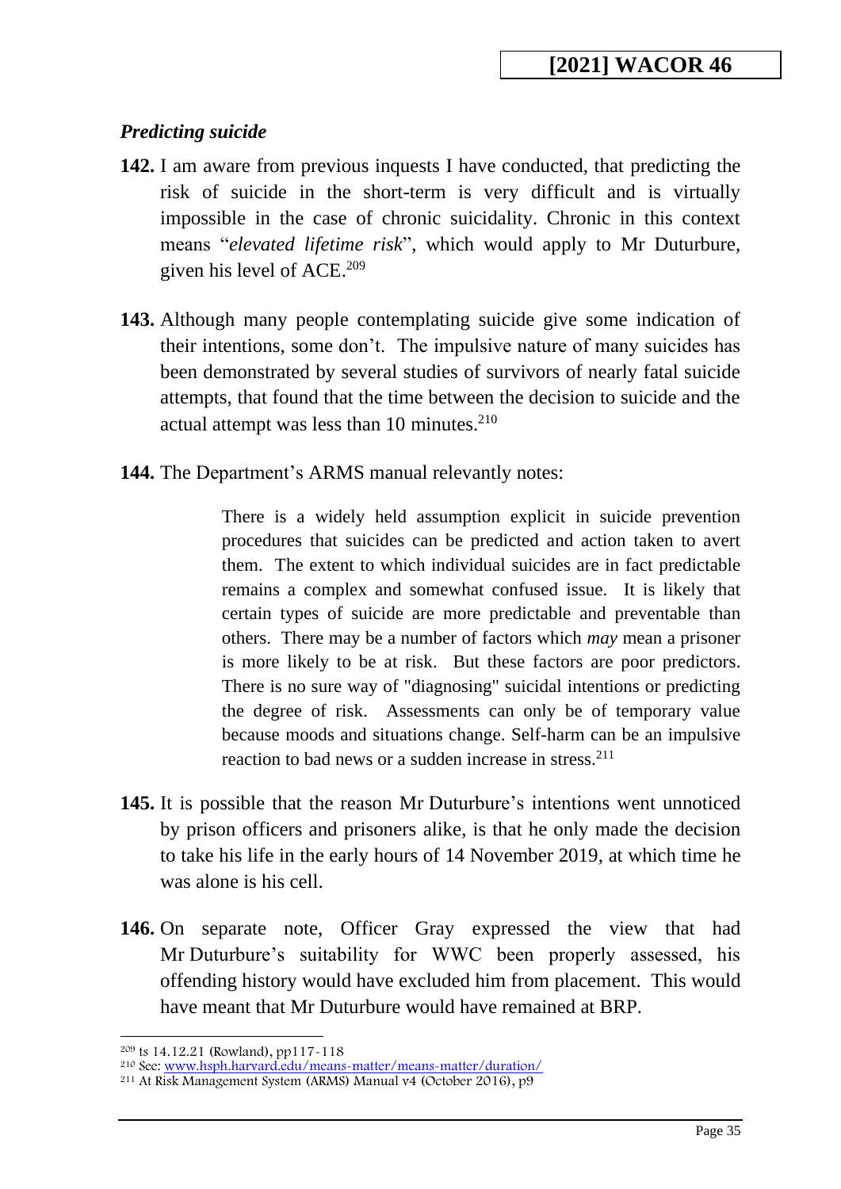### *Predicting suicide*

**142.** I am aware from previous inquests I have conducted, that predicting the risk of suicide in the short-term is very difficult and is virtually impossible in the case of chronic suicidality. Chronic in this context means "*elevated lifetime risk*", which would apply to Mr Duturbure, given his level of ACE.[209]

**143.** Although many people contemplating suicide give some indication of their intentions, some don't. The impulsive nature of many suicides has been demonstrated by several studies of survivors of nearly fatal suicide attempts, that found that the time between the decision to suicide and the actual attempt was less than 10 minutes.[210]

**144.** The Department's ARMS manual relevantly notes:

> There is a widely held assumption explicit in suicide prevention procedures that suicides can be predicted and action taken to avert them. The extent to which individual suicides are in fact predictable remains a complex and somewhat confused issue. It is likely that certain types of suicide are more predictable and preventable than others. There may be a number of factors which *may* mean a prisoner is more likely to be at risk. But these factors are poor predictors. There is no sure way of "diagnosing" suicidal intentions or predicting the degree of risk. Assessments can only be of temporary value because moods and situations change. Self-harm can be an impulsive reaction to bad news or a sudden increase in stress.[211]

**145.** It is possible that the reason Mr Duturbure's intentions went unnoticed by prison officers and prisoners alike, is that he only made the decision to take his life in the early hours of 14 November 2019, at which time he was alone is his cell.

**146.** On separate note, Officer Gray expressed the view that had Mr Duturbure's suitability for WWC been properly assessed, his offending history would have excluded him from placement. This would have meant that Mr Duturbure would have remained at BRP.

---

[209] ts 14.12.21 (Rowland), pp117-118
[210] See: www.hsph.harvard.edu/means-matter/means-matter/duration/
[211] At Risk Management System (ARMS) Manual v4 (October 2016), p9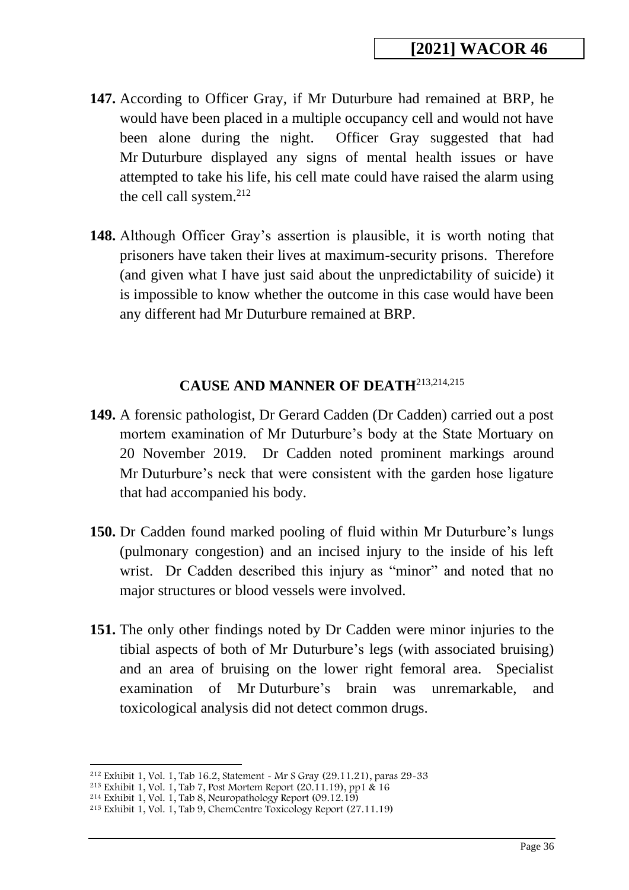**147.** According to Officer Gray, if Mr Duturbure had remained at BRP, he would have been placed in a multiple occupancy cell and would not have been alone during the night. Officer Gray suggested that had Mr Duturbure displayed any signs of mental health issues or have attempted to take his life, his cell mate could have raised the alarm using the cell call system.[212]

**148.** Although Officer Gray's assertion is plausible, it is worth noting that prisoners have taken their lives at maximum-security prisons. Therefore (and given what I have just said about the unpredictability of suicide) it is impossible to know whether the outcome in this case would have been any different had Mr Duturbure remained at BRP.

## CAUSE AND MANNER OF DEATH[213,214,215]

**149.** A forensic pathologist, Dr Gerard Cadden (Dr Cadden) carried out a post mortem examination of Mr Duturbure's body at the State Mortuary on 20 November 2019. Dr Cadden noted prominent markings around Mr Duturbure's neck that were consistent with the garden hose ligature that had accompanied his body.

**150.** Dr Cadden found marked pooling of fluid within Mr Duturbure's lungs (pulmonary congestion) and an incised injury to the inside of his left wrist. Dr Cadden described this injury as "minor" and noted that no major structures or blood vessels were involved.

**151.** The only other findings noted by Dr Cadden were minor injuries to the tibial aspects of both of Mr Duturbure's legs (with associated bruising) and an area of bruising on the lower right femoral area. Specialist examination of Mr Duturbure's brain was unremarkable, and toxicological analysis did not detect common drugs.

---

[212] Exhibit 1, Vol. 1, Tab 16.2, Statement - Mr S Gray (29.11.21), paras 29-33
[213] Exhibit 1, Vol. 1, Tab 7, Post Mortem Report (20.11.19), pp1 & 16
[214] Exhibit 1, Vol. 1, Tab 8, Neuropathology Report (09.12.19)
[215] Exhibit 1, Vol. 1, Tab 9, ChemCentre Toxicology Report (27.11.19)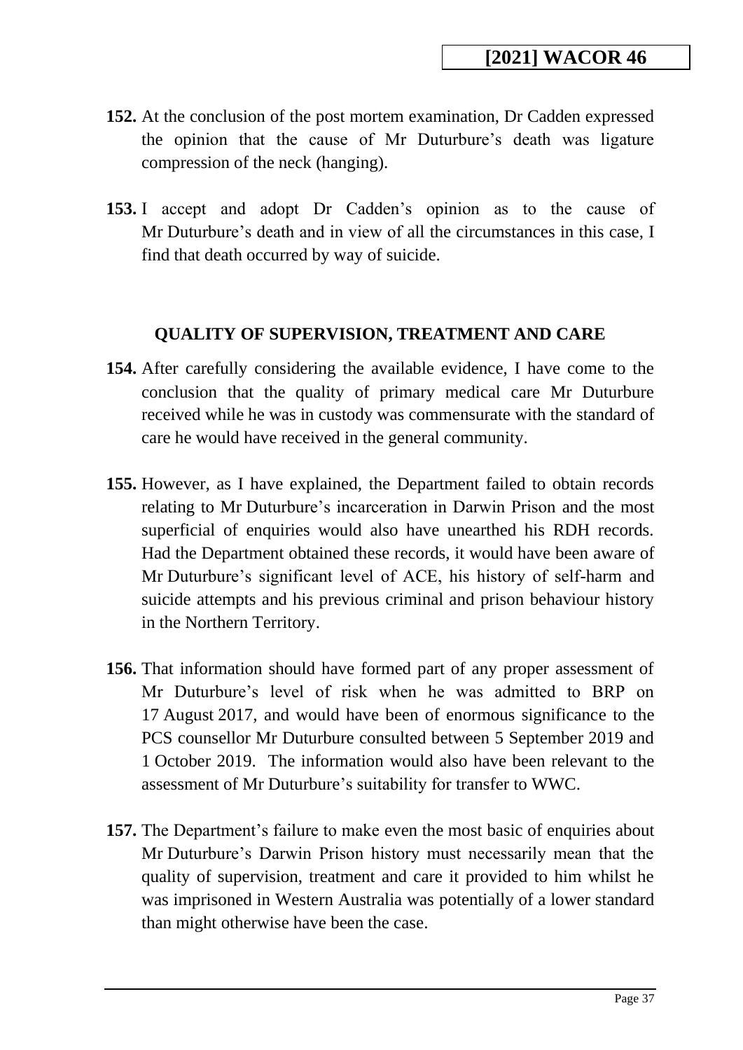**152.** At the conclusion of the post mortem examination, Dr Cadden expressed the opinion that the cause of Mr Duturbure's death was ligature compression of the neck (hanging).

**153.** I accept and adopt Dr Cadden's opinion as to the cause of Mr Duturbure's death and in view of all the circumstances in this case, I find that death occurred by way of suicide.

## QUALITY OF SUPERVISION, TREATMENT AND CARE

**154.** After carefully considering the available evidence, I have come to the conclusion that the quality of primary medical care Mr Duturbure received while he was in custody was commensurate with the standard of care he would have received in the general community.

**155.** However, as I have explained, the Department failed to obtain records relating to Mr Duturbure's incarceration in Darwin Prison and the most superficial of enquiries would also have unearthed his RDH records. Had the Department obtained these records, it would have been aware of Mr Duturbure's significant level of ACE, his history of self-harm and suicide attempts and his previous criminal and prison behaviour history in the Northern Territory.

**156.** That information should have formed part of any proper assessment of Mr Duturbure's level of risk when he was admitted to BRP on 17 August 2017, and would have been of enormous significance to the PCS counsellor Mr Duturbure consulted between 5 September 2019 and 1 October 2019. The information would also have been relevant to the assessment of Mr Duturbure's suitability for transfer to WWC.

**157.** The Department's failure to make even the most basic of enquiries about Mr Duturbure's Darwin Prison history must necessarily mean that the quality of supervision, treatment and care it provided to him whilst he was imprisoned in Western Australia was potentially of a lower standard than might otherwise have been the case.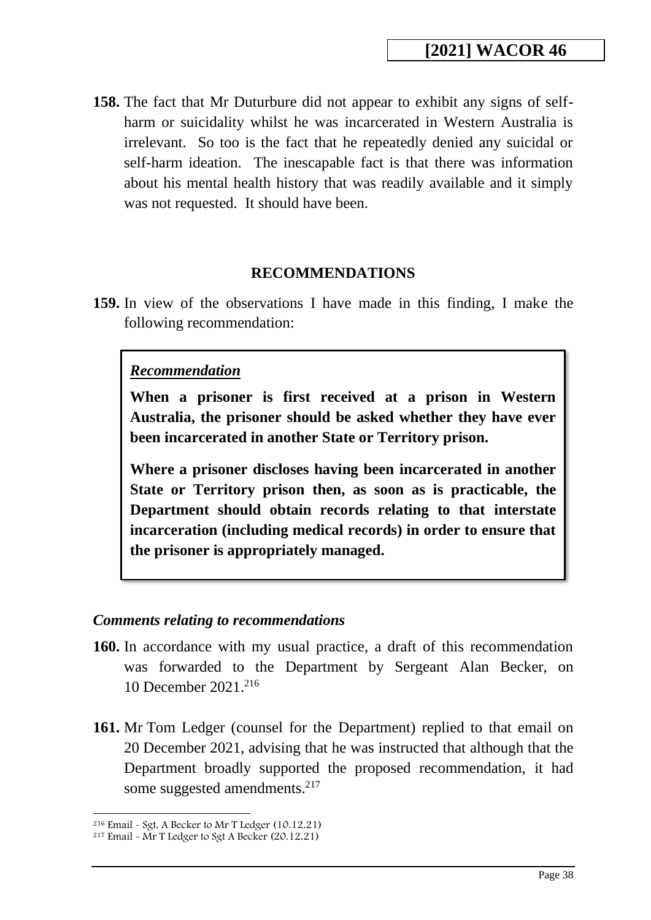**158.** The fact that Mr Duturbure did not appear to exhibit any signs of self-harm or suicidality whilst he was incarcerated in Western Australia is irrelevant. So too is the fact that he repeatedly denied any suicidal or self-harm ideation. The inescapable fact is that there was information about his mental health history that was readily available and it simply was not requested. It should have been.

## RECOMMENDATIONS

**159.** In view of the observations I have made in this finding, I make the following recommendation:

> ***Recommendation***
>
> **When a prisoner is first received at a prison in Western Australia, the prisoner should be asked whether they have ever been incarcerated in another State or Territory prison.**
>
> **Where a prisoner discloses having been incarcerated in another State or Territory prison then, as soon as is practicable, the Department should obtain records relating to that interstate incarceration (including medical records) in order to ensure that the prisoner is appropriately managed.**

### *Comments relating to recommendations*

**160.** In accordance with my usual practice, a draft of this recommendation was forwarded to the Department by Sergeant Alan Becker, on 10 December 2021.[216]

**161.** Mr Tom Ledger (counsel for the Department) replied to that email on 20 December 2021, advising that he was instructed that although that the Department broadly supported the proposed recommendation, it had some suggested amendments.[217]

---

[216] Email - Sgt. A Becker to Mr T Ledger (10.12.21)

[217] Email - Mr T Ledger to Sgt A Becker (20.12.21)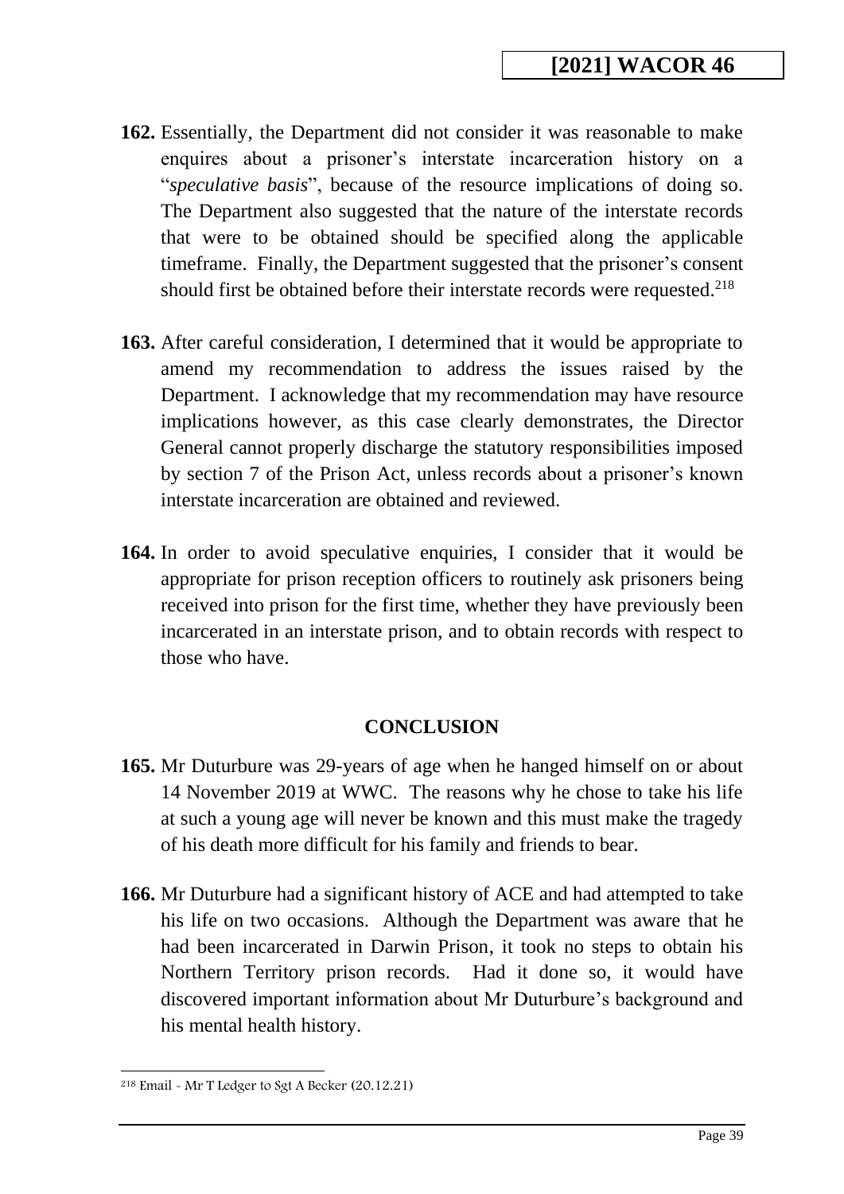**162.** Essentially, the Department did not consider it was reasonable to make enquires about a prisoner's interstate incarceration history on a "*speculative basis*", because of the resource implications of doing so. The Department also suggested that the nature of the interstate records that were to be obtained should be specified along the applicable timeframe. Finally, the Department suggested that the prisoner's consent should first be obtained before their interstate records were requested.[218]

**163.** After careful consideration, I determined that it would be appropriate to amend my recommendation to address the issues raised by the Department. I acknowledge that my recommendation may have resource implications however, as this case clearly demonstrates, the Director General cannot properly discharge the statutory responsibilities imposed by section 7 of the Prison Act, unless records about a prisoner's known interstate incarceration are obtained and reviewed.

**164.** In order to avoid speculative enquiries, I consider that it would be appropriate for prison reception officers to routinely ask prisoners being received into prison for the first time, whether they have previously been incarcerated in an interstate prison, and to obtain records with respect to those who have.

## CONCLUSION

**165.** Mr Duturbure was 29-years of age when he hanged himself on or about 14 November 2019 at WWC. The reasons why he chose to take his life at such a young age will never be known and this must make the tragedy of his death more difficult for his family and friends to bear.

**166.** Mr Duturbure had a significant history of ACE and had attempted to take his life on two occasions. Although the Department was aware that he had been incarcerated in Darwin Prison, it took no steps to obtain his Northern Territory prison records. Had it done so, it would have discovered important information about Mr Duturbure's background and his mental health history.

---

[218] Email - Mr T Ledger to Sgt A Becker (20.12.21)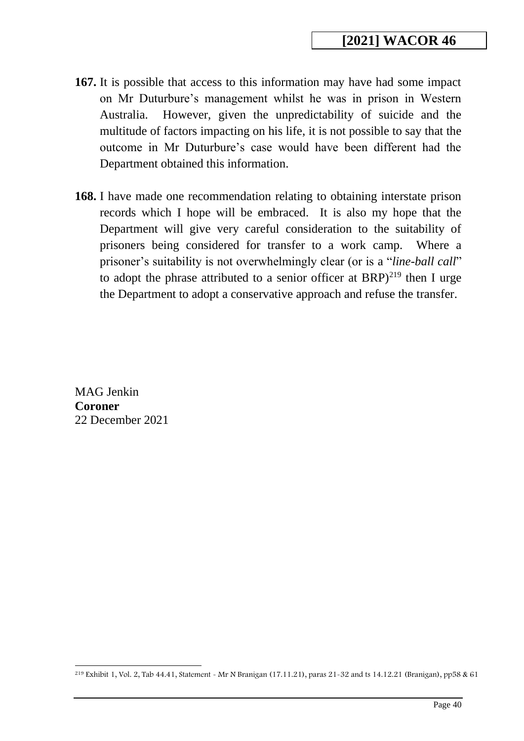**167.** It is possible that access to this information may have had some impact on Mr Duturbure's management whilst he was in prison in Western Australia. However, given the unpredictability of suicide and the multitude of factors impacting on his life, it is not possible to say that the outcome in Mr Duturbure's case would have been different had the Department obtained this information.

**168.** I have made one recommendation relating to obtaining interstate prison records which I hope will be embraced. It is also my hope that the Department will give very careful consideration to the suitability of prisoners being considered for transfer to a work camp. Where a prisoner's suitability is not overwhelmingly clear (or is a "*line-ball call*" to adopt the phrase attributed to a senior officer at BRP)[219] then I urge the Department to adopt a conservative approach and refuse the transfer.

MAG Jenkin
**Coroner**
22 December 2021

[219] Exhibit 1, Vol. 2, Tab 44.41, Statement - Mr N Branigan (17.11.21), paras 21-32 and ts 14.12.21 (Branigan), pp58 & 61